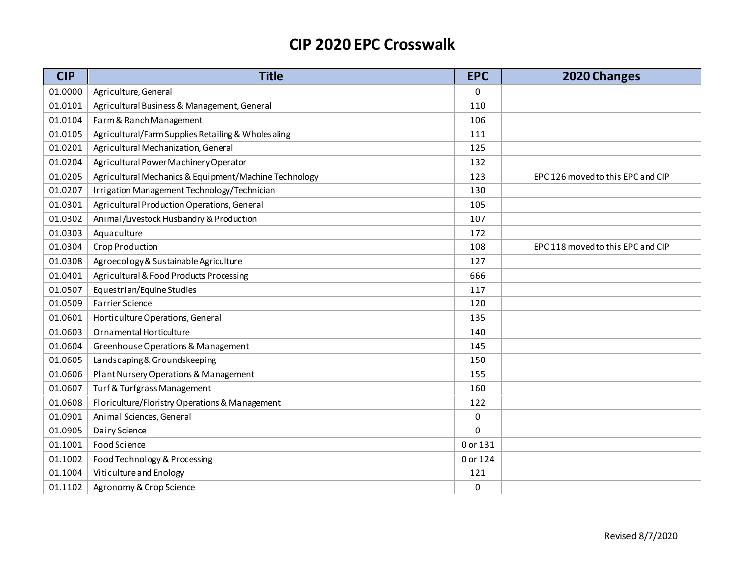# CIP 2020 EPC Crosswalk

| CIP | Title | EPC | 2020 Changes |
|---|---|---|---|
| 01.0000 | Agriculture, General | 0 | |
| 01.0101 | Agricultural Business & Management, General | 110 | |
| 01.0104 | Farm & Ranch Management | 106 | |
| 01.0105 | Agricultural/Farm Supplies Retailing & Wholesaling | 111 | |
| 01.0201 | Agricultural Mechanization, General | 125 | |
| 01.0204 | Agricultural Power Machinery Operator | 132 | |
| 01.0205 | Agricultural Mechanics & Equipment/Machine Technology | 123 | EPC 126 moved to this EPC and CIP |
| 01.0207 | Irrigation Management Technology/Technician | 130 | |
| 01.0301 | Agricultural Production Operations, General | 105 | |
| 01.0302 | Animal/Livestock Husbandry & Production | 107 | |
| 01.0303 | Aquaculture | 172 | |
| 01.0304 | Crop Production | 108 | EPC 118 moved to this EPC and CIP |
| 01.0308 | Agroecology & Sustainable Agriculture | 127 | |
| 01.0401 | Agricultural & Food Products Processing | 666 | |
| 01.0507 | Equestrian/Equine Studies | 117 | |
| 01.0509 | Farrier Science | 120 | |
| 01.0601 | Horticulture Operations, General | 135 | |
| 01.0603 | Ornamental Horticulture | 140 | |
| 01.0604 | Greenhouse Operations & Management | 145 | |
| 01.0605 | Landscaping & Groundskeeping | 150 | |
| 01.0606 | Plant Nursery Operations & Management | 155 | |
| 01.0607 | Turf & Turfgrass Management | 160 | |
| 01.0608 | Floriculture/Floristry Operations & Management | 122 | |
| 01.0901 | Animal Sciences, General | 0 | |
| 01.0905 | Dairy Science | 0 | |
| 01.1001 | Food Science | 0 or 131 | |
| 01.1002 | Food Technology & Processing | 0 or 124 | |
| 01.1004 | Viticulture and Enology | 121 | |
| 01.1102 | Agronomy & Crop Science | 0 | |

Revised 8/7/2020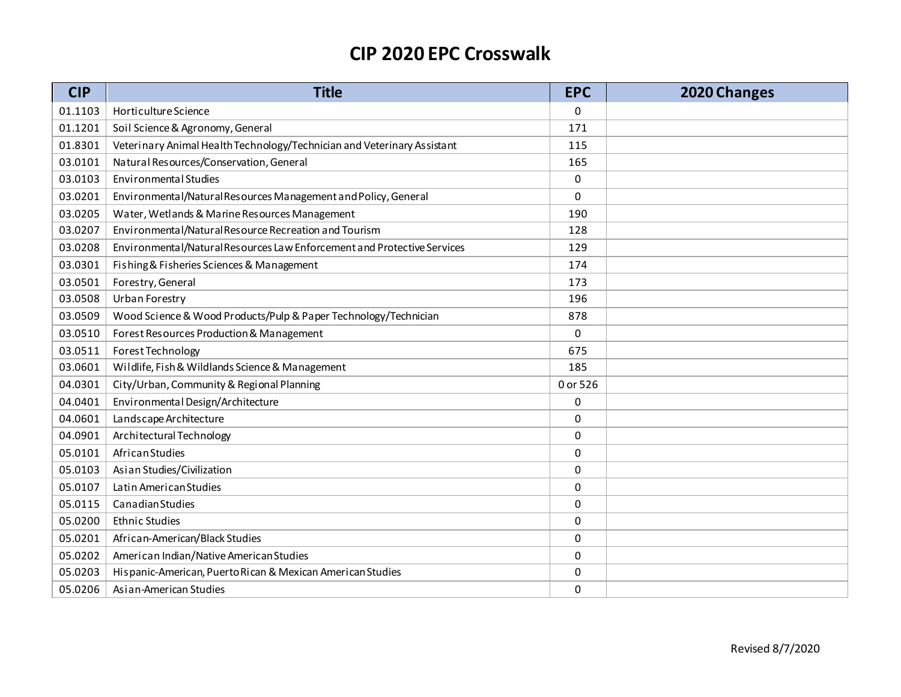# CIP 2020 EPC Crosswalk

| CIP | Title | EPC | 2020 Changes |
|---|---|---|---|
| 01.1103 | Horticulture Science | 0 | |
| 01.1201 | Soil Science & Agronomy, General | 171 | |
| 01.8301 | Veterinary Animal Health Technology/Technician and Veterinary Assistant | 115 | |
| 03.0101 | Natural Resources/Conservation, General | 165 | |
| 03.0103 | Environmental Studies | 0 | |
| 03.0201 | Environmental/Natural Resources Management and Policy, General | 0 | |
| 03.0205 | Water, Wetlands & Marine Resources Management | 190 | |
| 03.0207 | Environmental/Natural Resource Recreation and Tourism | 128 | |
| 03.0208 | Environmental/Natural Resources Law Enforcement and Protective Services | 129 | |
| 03.0301 | Fishing & Fisheries Sciences & Management | 174 | |
| 03.0501 | Forestry, General | 173 | |
| 03.0508 | Urban Forestry | 196 | |
| 03.0509 | Wood Science & Wood Products/Pulp & Paper Technology/Technician | 878 | |
| 03.0510 | Forest Resources Production & Management | 0 | |
| 03.0511 | Forest Technology | 675 | |
| 03.0601 | Wildlife, Fish & Wildlands Science & Management | 185 | |
| 04.0301 | City/Urban, Community & Regional Planning | 0 or 526 | |
| 04.0401 | Environmental Design/Architecture | 0 | |
| 04.0601 | Landscape Architecture | 0 | |
| 04.0901 | Architectural Technology | 0 | |
| 05.0101 | African Studies | 0 | |
| 05.0103 | Asian Studies/Civilization | 0 | |
| 05.0107 | Latin American Studies | 0 | |
| 05.0115 | Canadian Studies | 0 | |
| 05.0200 | Ethnic Studies | 0 | |
| 05.0201 | African-American/Black Studies | 0 | |
| 05.0202 | American Indian/Native American Studies | 0 | |
| 05.0203 | Hispanic-American, Puerto Rican & Mexican American Studies | 0 | |
| 05.0206 | Asian-American Studies | 0 | |

Revised 8/7/2020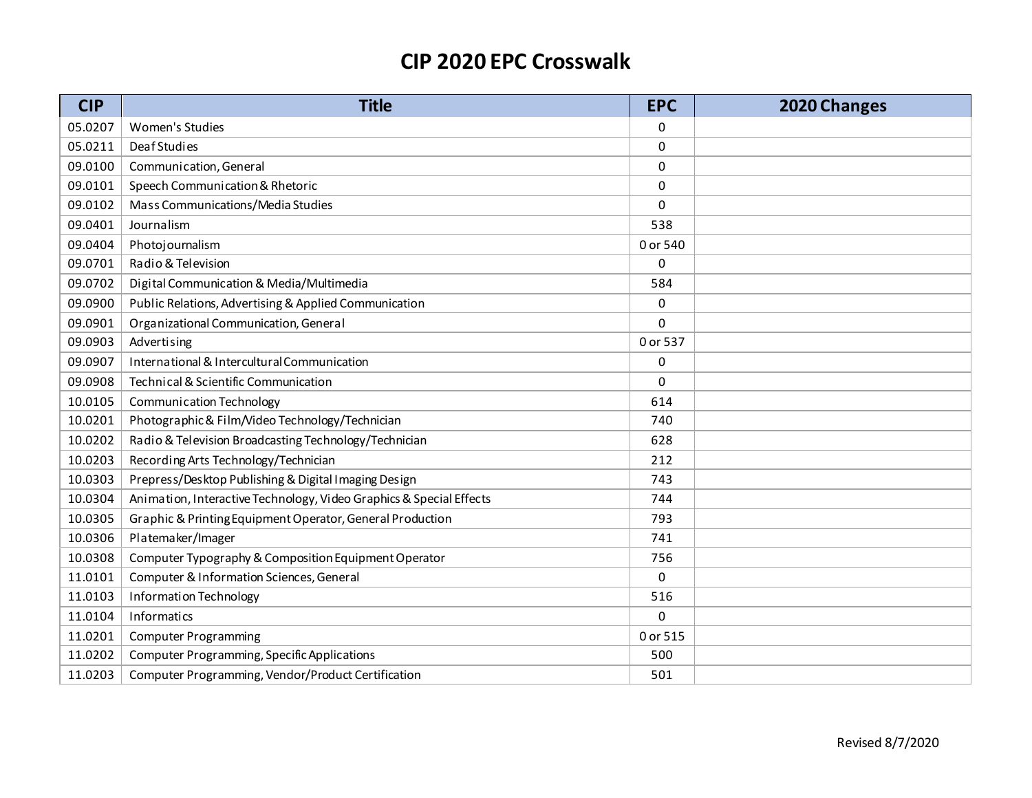# CIP 2020 EPC Crosswalk

| CIP | Title | EPC | 2020 Changes |
|---|---|---|---|
| 05.0207 | Women's Studies | 0 | |
| 05.0211 | Deaf Studies | 0 | |
| 09.0100 | Communication, General | 0 | |
| 09.0101 | Speech Communication & Rhetoric | 0 | |
| 09.0102 | Mass Communications/Media Studies | 0 | |
| 09.0401 | Journalism | 538 | |
| 09.0404 | Photojournalism | 0 or 540 | |
| 09.0701 | Radio & Television | 0 | |
| 09.0702 | Digital Communication & Media/Multimedia | 584 | |
| 09.0900 | Public Relations, Advertising & Applied Communication | 0 | |
| 09.0901 | Organizational Communication, General | 0 | |
| 09.0903 | Advertising | 0 or 537 | |
| 09.0907 | International & Intercultural Communication | 0 | |
| 09.0908 | Technical & Scientific Communication | 0 | |
| 10.0105 | Communication Technology | 614 | |
| 10.0201 | Photographic & Film/Video Technology/Technician | 740 | |
| 10.0202 | Radio & Television Broadcasting Technology/Technician | 628 | |
| 10.0203 | Recording Arts Technology/Technician | 212 | |
| 10.0303 | Prepress/Desktop Publishing & Digital Imaging Design | 743 | |
| 10.0304 | Animation, Interactive Technology, Video Graphics & Special Effects | 744 | |
| 10.0305 | Graphic & Printing Equipment Operator, General Production | 793 | |
| 10.0306 | Platemaker/Imager | 741 | |
| 10.0308 | Computer Typography & Composition Equipment Operator | 756 | |
| 11.0101 | Computer & Information Sciences, General | 0 | |
| 11.0103 | Information Technology | 516 | |
| 11.0104 | Informatics | 0 | |
| 11.0201 | Computer Programming | 0 or 515 | |
| 11.0202 | Computer Programming, Specific Applications | 500 | |
| 11.0203 | Computer Programming, Vendor/Product Certification | 501 | |

Revised 8/7/2020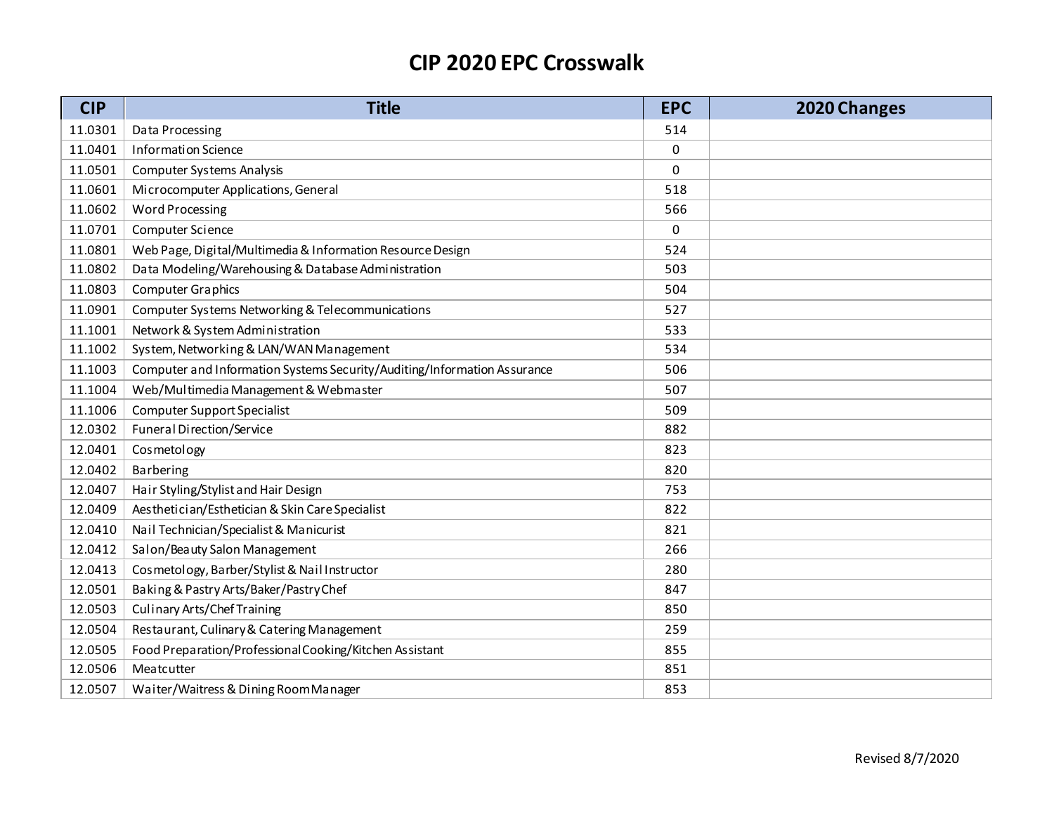# CIP 2020 EPC Crosswalk

| CIP | Title | EPC | 2020 Changes |
|---|---|---|---|
| 11.0301 | Data Processing | 514 | |
| 11.0401 | Information Science | 0 | |
| 11.0501 | Computer Systems Analysis | 0 | |
| 11.0601 | Microcomputer Applications, General | 518 | |
| 11.0602 | Word Processing | 566 | |
| 11.0701 | Computer Science | 0 | |
| 11.0801 | Web Page, Digital/Multimedia & Information Resource Design | 524 | |
| 11.0802 | Data Modeling/Warehousing & Database Administration | 503 | |
| 11.0803 | Computer Graphics | 504 | |
| 11.0901 | Computer Systems Networking & Telecommunications | 527 | |
| 11.1001 | Network & System Administration | 533 | |
| 11.1002 | System, Networking & LAN/WAN Management | 534 | |
| 11.1003 | Computer and Information Systems Security/Auditing/Information Assurance | 506 | |
| 11.1004 | Web/Multimedia Management & Webmaster | 507 | |
| 11.1006 | Computer Support Specialist | 509 | |
| 12.0302 | Funeral Direction/Service | 882 | |
| 12.0401 | Cosmetology | 823 | |
| 12.0402 | Barbering | 820 | |
| 12.0407 | Hair Styling/Stylist and Hair Design | 753 | |
| 12.0409 | Aesthetician/Esthetician & Skin Care Specialist | 822 | |
| 12.0410 | Nail Technician/Specialist & Manicurist | 821 | |
| 12.0412 | Salon/Beauty Salon Management | 266 | |
| 12.0413 | Cosmetology, Barber/Stylist & Nail Instructor | 280 | |
| 12.0501 | Baking & Pastry Arts/Baker/Pastry Chef | 847 | |
| 12.0503 | Culinary Arts/Chef Training | 850 | |
| 12.0504 | Restaurant, Culinary & Catering Management | 259 | |
| 12.0505 | Food Preparation/Professional Cooking/Kitchen Assistant | 855 | |
| 12.0506 | Meatcutter | 851 | |
| 12.0507 | Waiter/Waitress & Dining Room Manager | 853 | |

Revised 8/7/2020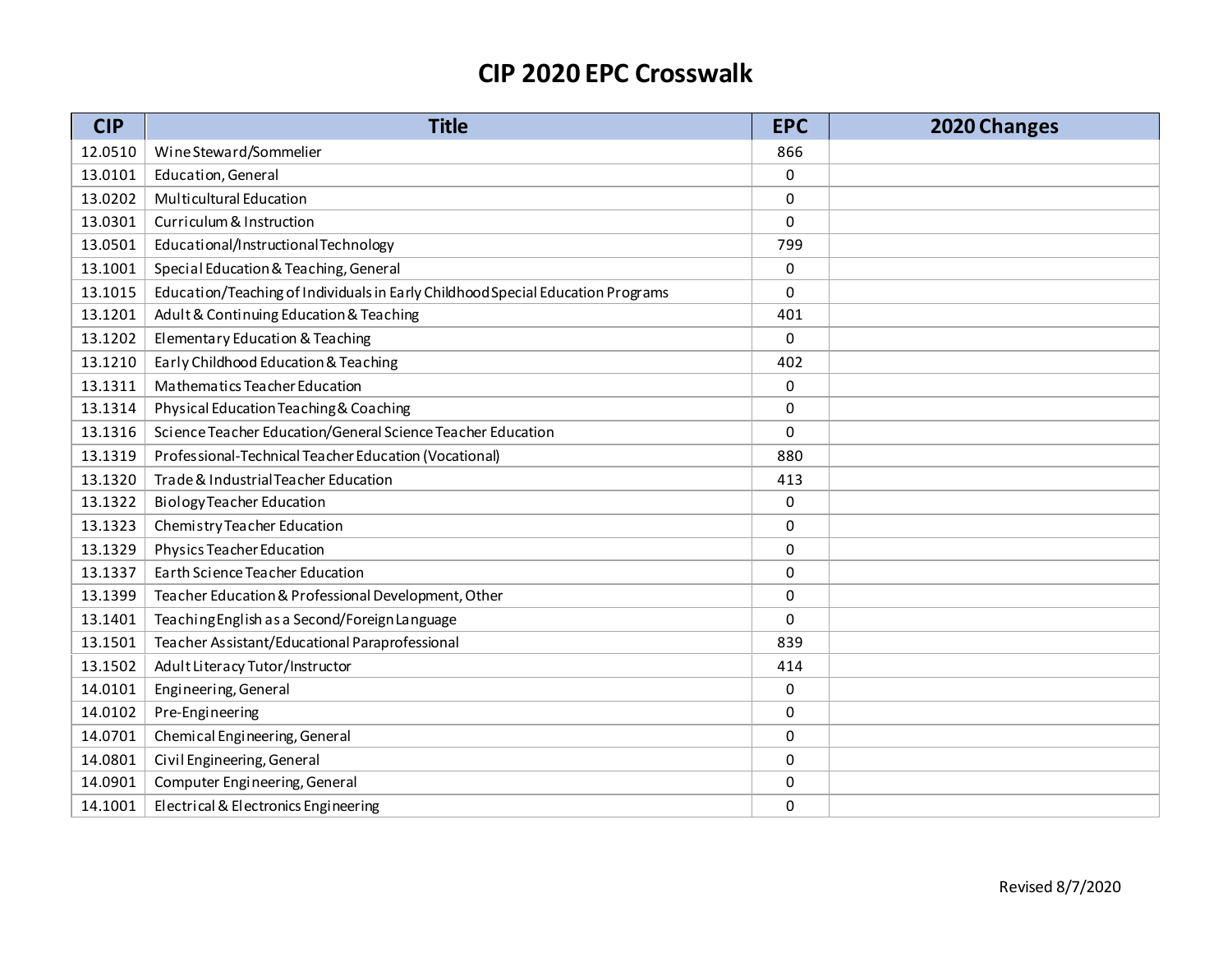# CIP 2020 EPC Crosswalk

| CIP | Title | EPC | 2020 Changes |
|---|---|---|---|
| 12.0510 | Wine Steward/Sommelier | 866 | |
| 13.0101 | Education, General | 0 | |
| 13.0202 | Multicultural Education | 0 | |
| 13.0301 | Curriculum & Instruction | 0 | |
| 13.0501 | Educational/Instructional Technology | 799 | |
| 13.1001 | Special Education & Teaching, General | 0 | |
| 13.1015 | Education/Teaching of Individuals in Early Childhood Special Education Programs | 0 | |
| 13.1201 | Adult & Continuing Education & Teaching | 401 | |
| 13.1202 | Elementary Education & Teaching | 0 | |
| 13.1210 | Early Childhood Education & Teaching | 402 | |
| 13.1311 | Mathematics Teacher Education | 0 | |
| 13.1314 | Physical Education Teaching & Coaching | 0 | |
| 13.1316 | Science Teacher Education/General Science Teacher Education | 0 | |
| 13.1319 | Professional-Technical Teacher Education (Vocational) | 880 | |
| 13.1320 | Trade & Industrial Teacher Education | 413 | |
| 13.1322 | Biology Teacher Education | 0 | |
| 13.1323 | Chemistry Teacher Education | 0 | |
| 13.1329 | Physics Teacher Education | 0 | |
| 13.1337 | Earth Science Teacher Education | 0 | |
| 13.1399 | Teacher Education & Professional Development, Other | 0 | |
| 13.1401 | Teaching English as a Second/Foreign Language | 0 | |
| 13.1501 | Teacher Assistant/Educational Paraprofessional | 839 | |
| 13.1502 | Adult Literacy Tutor/Instructor | 414 | |
| 14.0101 | Engineering, General | 0 | |
| 14.0102 | Pre-Engineering | 0 | |
| 14.0701 | Chemical Engineering, General | 0 | |
| 14.0801 | Civil Engineering, General | 0 | |
| 14.0901 | Computer Engineering, General | 0 | |
| 14.1001 | Electrical & Electronics Engineering | 0 | |

Revised 8/7/2020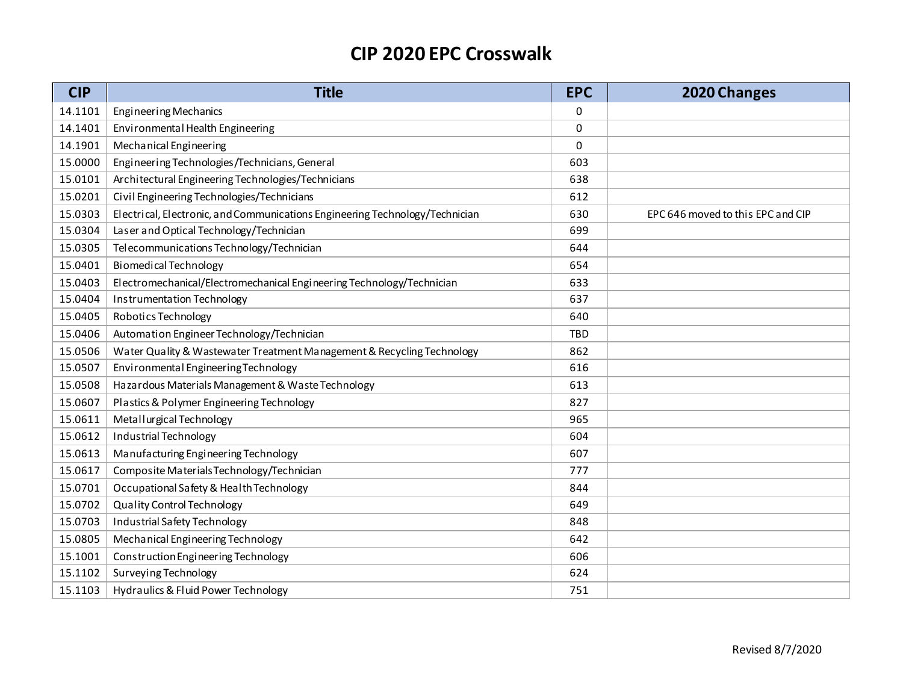# CIP 2020 EPC Crosswalk

| CIP | Title | EPC | 2020 Changes |
|---|---|---|---|
| 14.1101 | Engineering Mechanics | 0 | |
| 14.1401 | Environmental Health Engineering | 0 | |
| 14.1901 | Mechanical Engineering | 0 | |
| 15.0000 | Engineering Technologies/Technicians, General | 603 | |
| 15.0101 | Architectural Engineering Technologies/Technicians | 638 | |
| 15.0201 | Civil Engineering Technologies/Technicians | 612 | |
| 15.0303 | Electrical, Electronic, and Communications Engineering Technology/Technician | 630 | EPC 646 moved to this EPC and CIP |
| 15.0304 | Laser and Optical Technology/Technician | 699 | |
| 15.0305 | Telecommunications Technology/Technician | 644 | |
| 15.0401 | Biomedical Technology | 654 | |
| 15.0403 | Electromechanical/Electromechanical Engineering Technology/Technician | 633 | |
| 15.0404 | Instrumentation Technology | 637 | |
| 15.0405 | Robotics Technology | 640 | |
| 15.0406 | Automation Engineer Technology/Technician | TBD | |
| 15.0506 | Water Quality & Wastewater Treatment Management & Recycling Technology | 862 | |
| 15.0507 | Environmental Engineering Technology | 616 | |
| 15.0508 | Hazardous Materials Management & Waste Technology | 613 | |
| 15.0607 | Plastics & Polymer Engineering Technology | 827 | |
| 15.0611 | Metallurgical Technology | 965 | |
| 15.0612 | Industrial Technology | 604 | |
| 15.0613 | Manufacturing Engineering Technology | 607 | |
| 15.0617 | Composite Materials Technology/Technician | 777 | |
| 15.0701 | Occupational Safety & Health Technology | 844 | |
| 15.0702 | Quality Control Technology | 649 | |
| 15.0703 | Industrial Safety Technology | 848 | |
| 15.0805 | Mechanical Engineering Technology | 642 | |
| 15.1001 | Construction Engineering Technology | 606 | |
| 15.1102 | Surveying Technology | 624 | |
| 15.1103 | Hydraulics & Fluid Power Technology | 751 | |

Revised 8/7/2020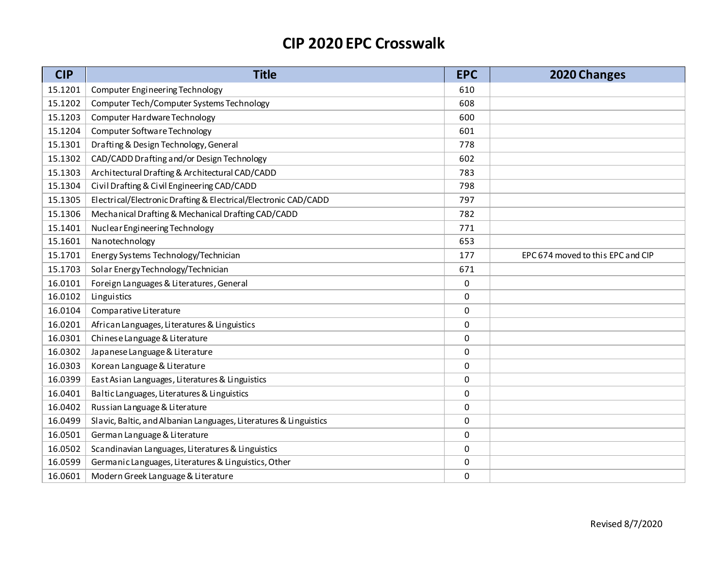# CIP 2020 EPC Crosswalk

| CIP | Title | EPC | 2020 Changes |
|---|---|---|---|
| 15.1201 | Computer Engineering Technology | 610 | |
| 15.1202 | Computer Tech/Computer Systems Technology | 608 | |
| 15.1203 | Computer Hardware Technology | 600 | |
| 15.1204 | Computer Software Technology | 601 | |
| 15.1301 | Drafting & Design Technology, General | 778 | |
| 15.1302 | CAD/CADD Drafting and/or Design Technology | 602 | |
| 15.1303 | Architectural Drafting & Architectural CAD/CADD | 783 | |
| 15.1304 | Civil Drafting & Civil Engineering CAD/CADD | 798 | |
| 15.1305 | Electrical/Electronic Drafting & Electrical/Electronic CAD/CADD | 797 | |
| 15.1306 | Mechanical Drafting & Mechanical Drafting CAD/CADD | 782 | |
| 15.1401 | Nuclear Engineering Technology | 771 | |
| 15.1601 | Nanotechnology | 653 | |
| 15.1701 | Energy Systems Technology/Technician | 177 | EPC 674 moved to this EPC and CIP |
| 15.1703 | Solar Energy Technology/Technician | 671 | |
| 16.0101 | Foreign Languages & Literatures, General | 0 | |
| 16.0102 | Linguistics | 0 | |
| 16.0104 | Comparative Literature | 0 | |
| 16.0201 | African Languages, Literatures & Linguistics | 0 | |
| 16.0301 | Chinese Language & Literature | 0 | |
| 16.0302 | Japanese Language & Literature | 0 | |
| 16.0303 | Korean Language & Literature | 0 | |
| 16.0399 | East Asian Languages, Literatures & Linguistics | 0 | |
| 16.0401 | Baltic Languages, Literatures & Linguistics | 0 | |
| 16.0402 | Russian Language & Literature | 0 | |
| 16.0499 | Slavic, Baltic, and Albanian Languages, Literatures & Linguistics | 0 | |
| 16.0501 | German Language & Literature | 0 | |
| 16.0502 | Scandinavian Languages, Literatures & Linguistics | 0 | |
| 16.0599 | Germanic Languages, Literatures & Linguistics, Other | 0 | |
| 16.0601 | Modern Greek Language & Literature | 0 | |

Revised 8/7/2020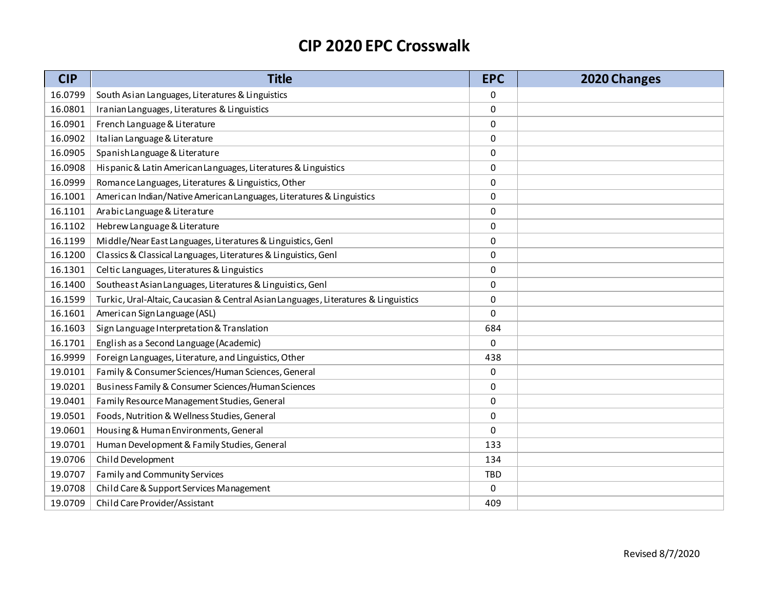# CIP 2020 EPC Crosswalk

| CIP | Title | EPC | 2020 Changes |
|---|---|---|---|
| 16.0799 | South Asian Languages, Literatures & Linguistics | 0 | |
| 16.0801 | Iranian Languages, Literatures & Linguistics | 0 | |
| 16.0901 | French Language & Literature | 0 | |
| 16.0902 | Italian Language & Literature | 0 | |
| 16.0905 | Spanish Language & Literature | 0 | |
| 16.0908 | Hispanic & Latin American Languages, Literatures & Linguistics | 0 | |
| 16.0999 | Romance Languages, Literatures & Linguistics, Other | 0 | |
| 16.1001 | American Indian/Native American Languages, Literatures & Linguistics | 0 | |
| 16.1101 | Arabic Language & Literature | 0 | |
| 16.1102 | Hebrew Language & Literature | 0 | |
| 16.1199 | Middle/Near East Languages, Literatures & Linguistics, Genl | 0 | |
| 16.1200 | Classics & Classical Languages, Literatures & Linguistics, Genl | 0 | |
| 16.1301 | Celtic Languages, Literatures & Linguistics | 0 | |
| 16.1400 | Southeast Asian Languages, Literatures & Linguistics, Genl | 0 | |
| 16.1599 | Turkic, Ural-Altaic, Caucasian & Central Asian Languages, Literatures & Linguistics | 0 | |
| 16.1601 | American Sign Language (ASL) | 0 | |
| 16.1603 | Sign Language Interpretation & Translation | 684 | |
| 16.1701 | English as a Second Language (Academic) | 0 | |
| 16.9999 | Foreign Languages, Literature, and Linguistics, Other | 438 | |
| 19.0101 | Family & Consumer Sciences/Human Sciences, General | 0 | |
| 19.0201 | Business Family & Consumer Sciences/Human Sciences | 0 | |
| 19.0401 | Family Resource Management Studies, General | 0 | |
| 19.0501 | Foods, Nutrition & Wellness Studies, General | 0 | |
| 19.0601 | Housing & Human Environments, General | 0 | |
| 19.0701 | Human Development & Family Studies, General | 133 | |
| 19.0706 | Child Development | 134 | |
| 19.0707 | Family and Community Services | TBD | |
| 19.0708 | Child Care & Support Services Management | 0 | |
| 19.0709 | Child Care Provider/Assistant | 409 | |

Revised 8/7/2020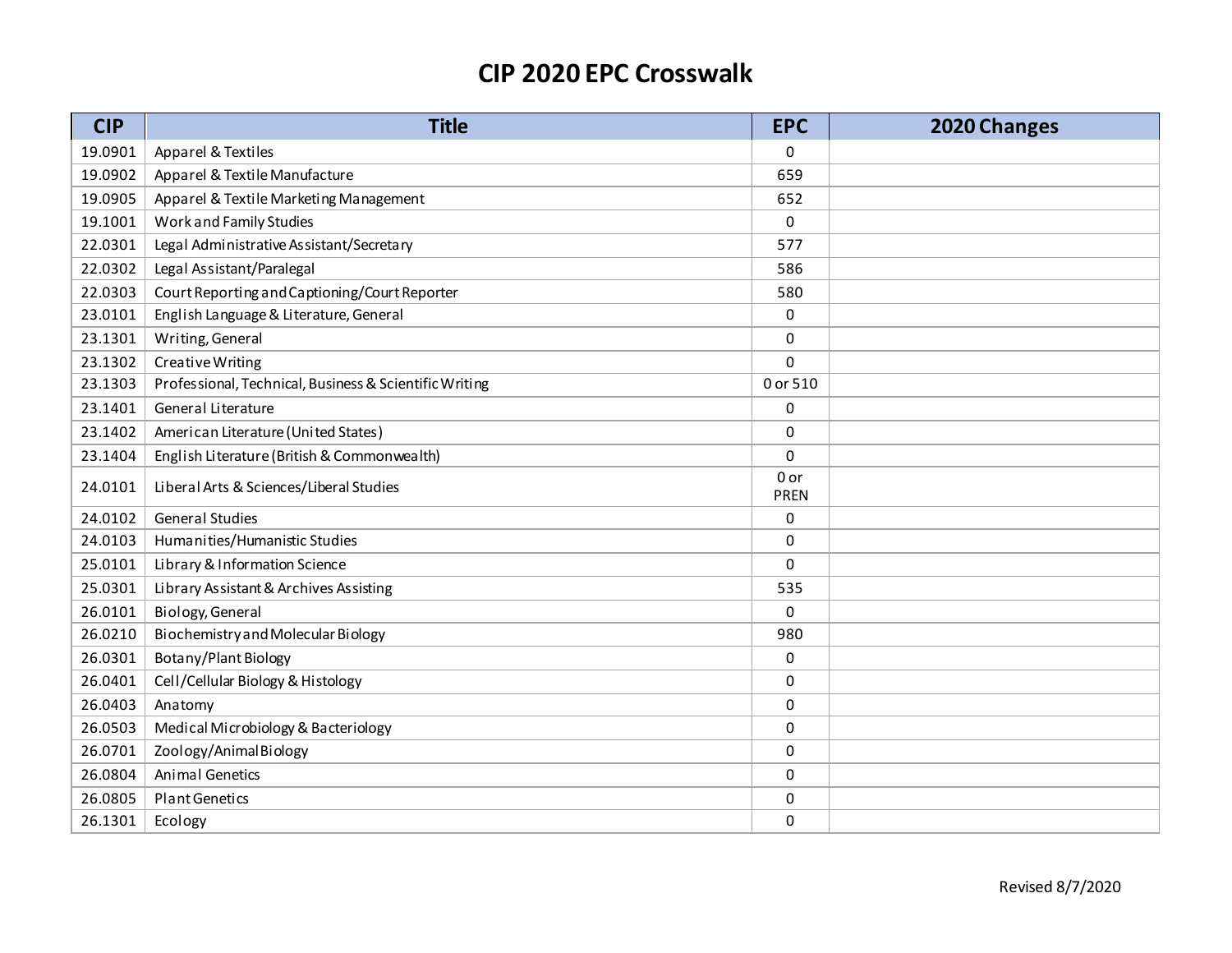# CIP 2020 EPC Crosswalk

| CIP | Title | EPC | 2020 Changes |
|---|---|---|---|
| 19.0901 | Apparel & Textiles | 0 | |
| 19.0902 | Apparel & Textile Manufacture | 659 | |
| 19.0905 | Apparel & Textile Marketing Management | 652 | |
| 19.1001 | Work and Family Studies | 0 | |
| 22.0301 | Legal Administrative Assistant/Secretary | 577 | |
| 22.0302 | Legal Assistant/Paralegal | 586 | |
| 22.0303 | Court Reporting and Captioning/Court Reporter | 580 | |
| 23.0101 | English Language & Literature, General | 0 | |
| 23.1301 | Writing, General | 0 | |
| 23.1302 | Creative Writing | 0 | |
| 23.1303 | Professional, Technical, Business & Scientific Writing | 0 or 510 | |
| 23.1401 | General Literature | 0 | |
| 23.1402 | American Literature (United States) | 0 | |
| 23.1404 | English Literature (British & Commonwealth) | 0 | |
| 24.0101 | Liberal Arts & Sciences/Liberal Studies | 0 or PREN | |
| 24.0102 | General Studies | 0 | |
| 24.0103 | Humanities/Humanistic Studies | 0 | |
| 25.0101 | Library & Information Science | 0 | |
| 25.0301 | Library Assistant & Archives Assisting | 535 | |
| 26.0101 | Biology, General | 0 | |
| 26.0210 | Biochemistry and Molecular Biology | 980 | |
| 26.0301 | Botany/Plant Biology | 0 | |
| 26.0401 | Cell/Cellular Biology & Histology | 0 | |
| 26.0403 | Anatomy | 0 | |
| 26.0503 | Medical Microbiology & Bacteriology | 0 | |
| 26.0701 | Zoology/Animal Biology | 0 | |
| 26.0804 | Animal Genetics | 0 | |
| 26.0805 | Plant Genetics | 0 | |
| 26.1301 | Ecology | 0 | |

Revised 8/7/2020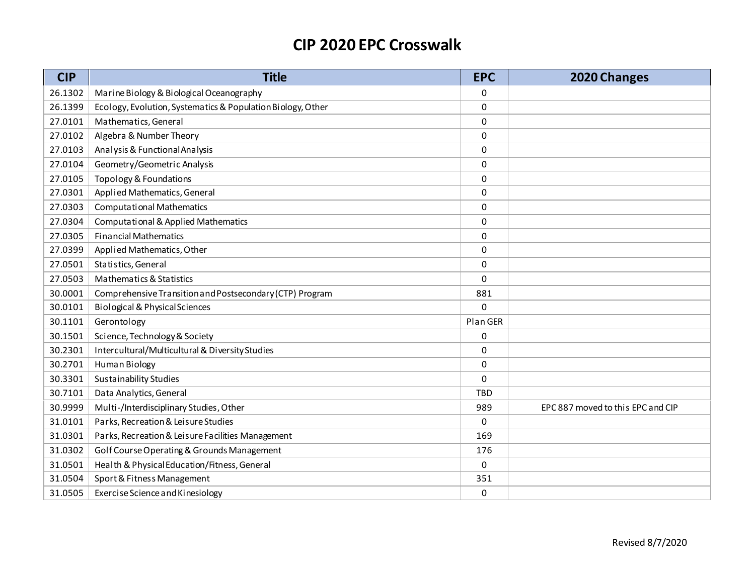# CIP 2020 EPC Crosswalk

| CIP | Title | EPC | 2020 Changes |
|---|---|---|---|
| 26.1302 | Marine Biology & Biological Oceanography | 0 | |
| 26.1399 | Ecology, Evolution, Systematics & Population Biology, Other | 0 | |
| 27.0101 | Mathematics, General | 0 | |
| 27.0102 | Algebra & Number Theory | 0 | |
| 27.0103 | Analysis & Functional Analysis | 0 | |
| 27.0104 | Geometry/Geometric Analysis | 0 | |
| 27.0105 | Topology & Foundations | 0 | |
| 27.0301 | Applied Mathematics, General | 0 | |
| 27.0303 | Computational Mathematics | 0 | |
| 27.0304 | Computational & Applied Mathematics | 0 | |
| 27.0305 | Financial Mathematics | 0 | |
| 27.0399 | Applied Mathematics, Other | 0 | |
| 27.0501 | Statistics, General | 0 | |
| 27.0503 | Mathematics & Statistics | 0 | |
| 30.0001 | Comprehensive Transition and Postsecondary (CTP) Program | 881 | |
| 30.0101 | Biological & Physical Sciences | 0 | |
| 30.1101 | Gerontology | Plan GER | |
| 30.1501 | Science, Technology & Society | 0 | |
| 30.2301 | Intercultural/Multicultural & Diversity Studies | 0 | |
| 30.2701 | Human Biology | 0 | |
| 30.3301 | Sustainability Studies | 0 | |
| 30.7101 | Data Analytics, General | TBD | |
| 30.9999 | Multi-/Interdisciplinary Studies, Other | 989 | EPC 887 moved to this EPC and CIP |
| 31.0101 | Parks, Recreation & Leisure Studies | 0 | |
| 31.0301 | Parks, Recreation & Leisure Facilities Management | 169 | |
| 31.0302 | Golf Course Operating & Grounds Management | 176 | |
| 31.0501 | Health & Physical Education/Fitness, General | 0 | |
| 31.0504 | Sport & Fitness Management | 351 | |
| 31.0505 | Exercise Science and Kinesiology | 0 | |

Revised 8/7/2020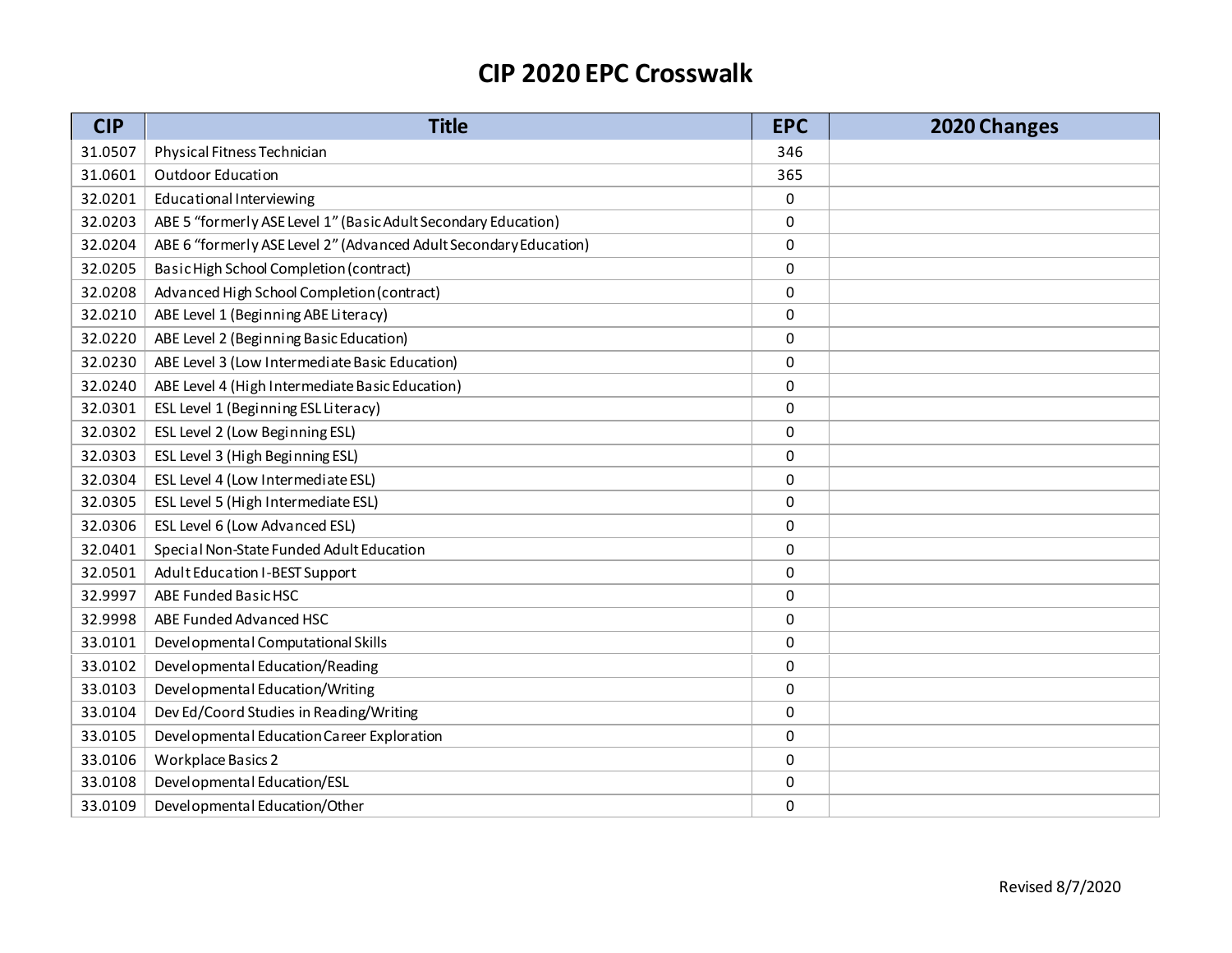# CIP 2020 EPC Crosswalk

| CIP | Title | EPC | 2020 Changes |
|---|---|---|---|
| 31.0507 | Physical Fitness Technician | 346 | |
| 31.0601 | Outdoor Education | 365 | |
| 32.0201 | Educational Interviewing | 0 | |
| 32.0203 | ABE 5 “formerly ASE Level 1” (Basic Adult Secondary Education) | 0 | |
| 32.0204 | ABE 6 “formerly ASE Level 2” (Advanced Adult Secondary Education) | 0 | |
| 32.0205 | Basic High School Completion (contract) | 0 | |
| 32.0208 | Advanced High School Completion (contract) | 0 | |
| 32.0210 | ABE Level 1 (Beginning ABE Literacy) | 0 | |
| 32.0220 | ABE Level 2 (Beginning Basic Education) | 0 | |
| 32.0230 | ABE Level 3 (Low Intermediate Basic Education) | 0 | |
| 32.0240 | ABE Level 4 (High Intermediate Basic Education) | 0 | |
| 32.0301 | ESL Level 1 (Beginning ESL Literacy) | 0 | |
| 32.0302 | ESL Level 2 (Low Beginning ESL) | 0 | |
| 32.0303 | ESL Level 3 (High Beginning ESL) | 0 | |
| 32.0304 | ESL Level 4 (Low Intermediate ESL) | 0 | |
| 32.0305 | ESL Level 5 (High Intermediate ESL) | 0 | |
| 32.0306 | ESL Level 6 (Low Advanced ESL) | 0 | |
| 32.0401 | Special Non-State Funded Adult Education | 0 | |
| 32.0501 | Adult Education I-BEST Support | 0 | |
| 32.9997 | ABE Funded Basic HSC | 0 | |
| 32.9998 | ABE Funded Advanced HSC | 0 | |
| 33.0101 | Developmental Computational Skills | 0 | |
| 33.0102 | Developmental Education/Reading | 0 | |
| 33.0103 | Developmental Education/Writing | 0 | |
| 33.0104 | Dev Ed/Coord Studies in Reading/Writing | 0 | |
| 33.0105 | Developmental Education Career Exploration | 0 | |
| 33.0106 | Workplace Basics 2 | 0 | |
| 33.0108 | Developmental Education/ESL | 0 | |
| 33.0109 | Developmental Education/Other | 0 | |

Revised 8/7/2020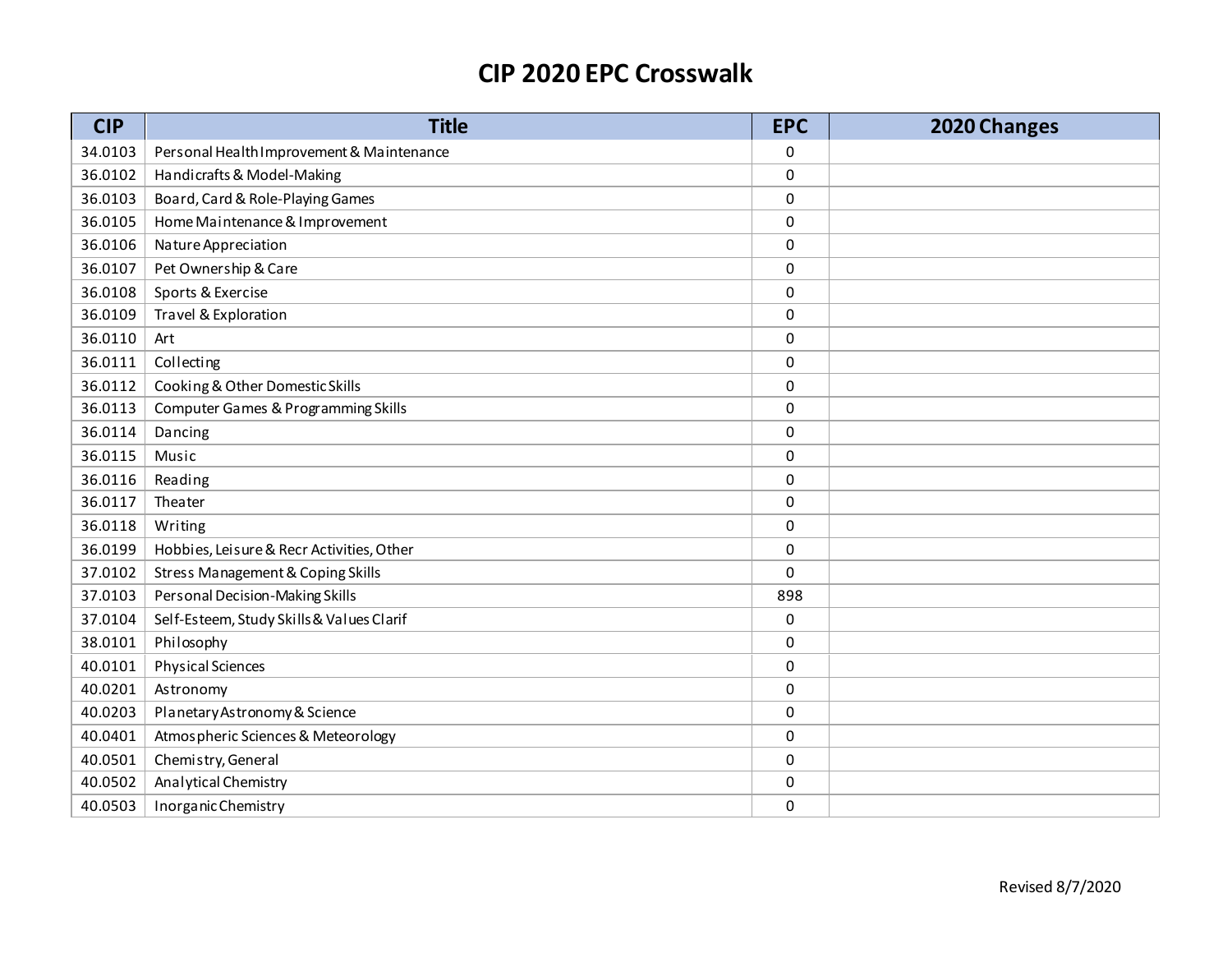# CIP 2020 EPC Crosswalk

| CIP | Title | EPC | 2020 Changes |
|---|---|---|---|
| 34.0103 | Personal Health Improvement & Maintenance | 0 | |
| 36.0102 | Handicrafts & Model-Making | 0 | |
| 36.0103 | Board, Card & Role-Playing Games | 0 | |
| 36.0105 | Home Maintenance & Improvement | 0 | |
| 36.0106 | Nature Appreciation | 0 | |
| 36.0107 | Pet Ownership & Care | 0 | |
| 36.0108 | Sports & Exercise | 0 | |
| 36.0109 | Travel & Exploration | 0 | |
| 36.0110 | Art | 0 | |
| 36.0111 | Collecting | 0 | |
| 36.0112 | Cooking & Other Domestic Skills | 0 | |
| 36.0113 | Computer Games & Programming Skills | 0 | |
| 36.0114 | Dancing | 0 | |
| 36.0115 | Music | 0 | |
| 36.0116 | Reading | 0 | |
| 36.0117 | Theater | 0 | |
| 36.0118 | Writing | 0 | |
| 36.0199 | Hobbies, Leisure & Recr Activities, Other | 0 | |
| 37.0102 | Stress Management & Coping Skills | 0 | |
| 37.0103 | Personal Decision-Making Skills | 898 | |
| 37.0104 | Self-Esteem, Study Skills & Values Clarif | 0 | |
| 38.0101 | Philosophy | 0 | |
| 40.0101 | Physical Sciences | 0 | |
| 40.0201 | Astronomy | 0 | |
| 40.0203 | Planetary Astronomy & Science | 0 | |
| 40.0401 | Atmospheric Sciences & Meteorology | 0 | |
| 40.0501 | Chemistry, General | 0 | |
| 40.0502 | Analytical Chemistry | 0 | |
| 40.0503 | Inorganic Chemistry | 0 | |

Revised 8/7/2020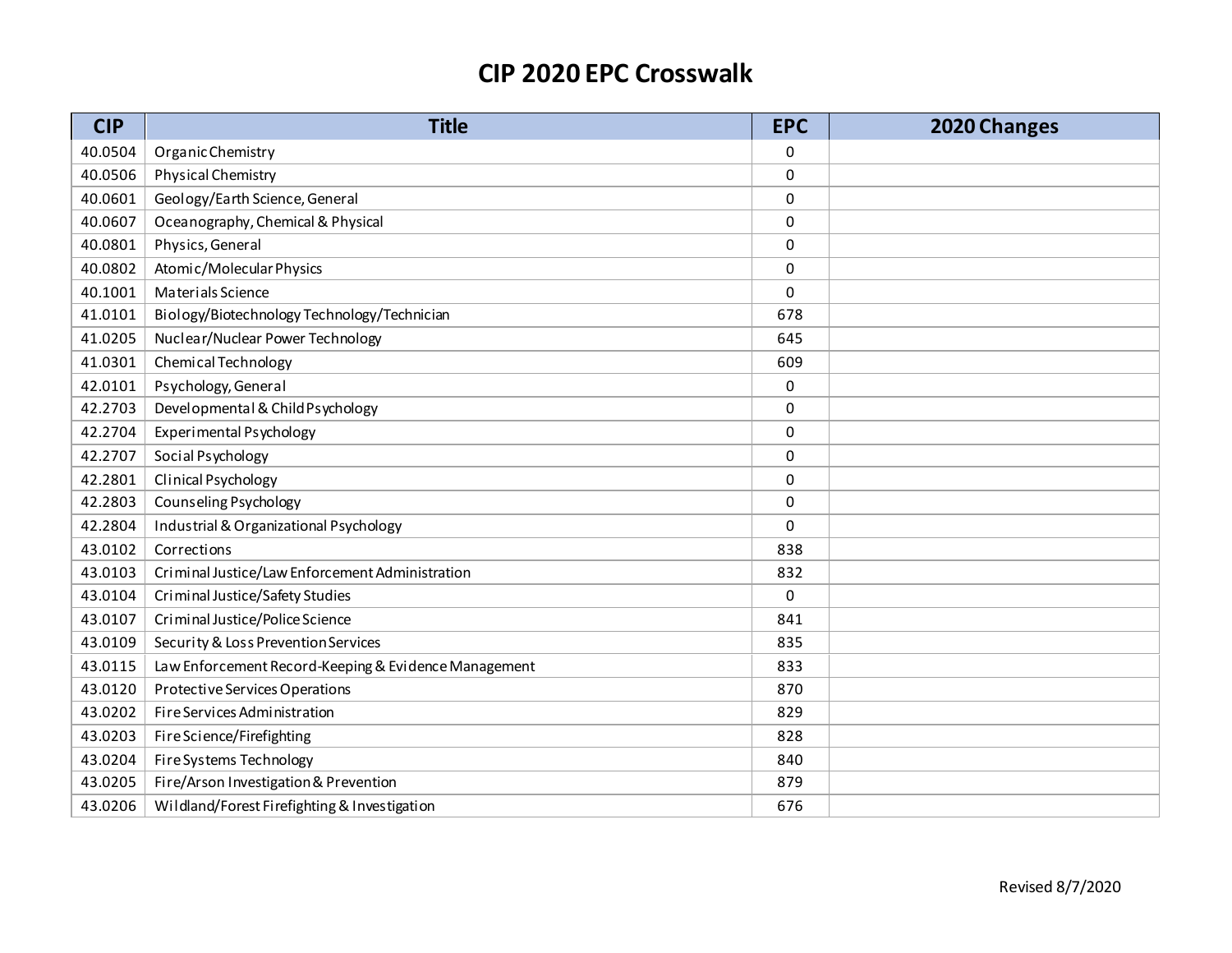# CIP 2020 EPC Crosswalk

| CIP | Title | EPC | 2020 Changes |
|---|---|---|---|
| 40.0504 | Organic Chemistry | 0 | |
| 40.0506 | Physical Chemistry | 0 | |
| 40.0601 | Geology/Earth Science, General | 0 | |
| 40.0607 | Oceanography, Chemical & Physical | 0 | |
| 40.0801 | Physics, General | 0 | |
| 40.0802 | Atomic/Molecular Physics | 0 | |
| 40.1001 | Materials Science | 0 | |
| 41.0101 | Biology/Biotechnology Technology/Technician | 678 | |
| 41.0205 | Nuclear/Nuclear Power Technology | 645 | |
| 41.0301 | Chemical Technology | 609 | |
| 42.0101 | Psychology, General | 0 | |
| 42.2703 | Developmental & Child Psychology | 0 | |
| 42.2704 | Experimental Psychology | 0 | |
| 42.2707 | Social Psychology | 0 | |
| 42.2801 | Clinical Psychology | 0 | |
| 42.2803 | Counseling Psychology | 0 | |
| 42.2804 | Industrial & Organizational Psychology | 0 | |
| 43.0102 | Corrections | 838 | |
| 43.0103 | Criminal Justice/Law Enforcement Administration | 832 | |
| 43.0104 | Criminal Justice/Safety Studies | 0 | |
| 43.0107 | Criminal Justice/Police Science | 841 | |
| 43.0109 | Security & Loss Prevention Services | 835 | |
| 43.0115 | Law Enforcement Record-Keeping & Evidence Management | 833 | |
| 43.0120 | Protective Services Operations | 870 | |
| 43.0202 | Fire Services Administration | 829 | |
| 43.0203 | Fire Science/Firefighting | 828 | |
| 43.0204 | Fire Systems Technology | 840 | |
| 43.0205 | Fire/Arson Investigation & Prevention | 879 | |
| 43.0206 | Wildland/Forest Firefighting & Investigation | 676 | |

Revised 8/7/2020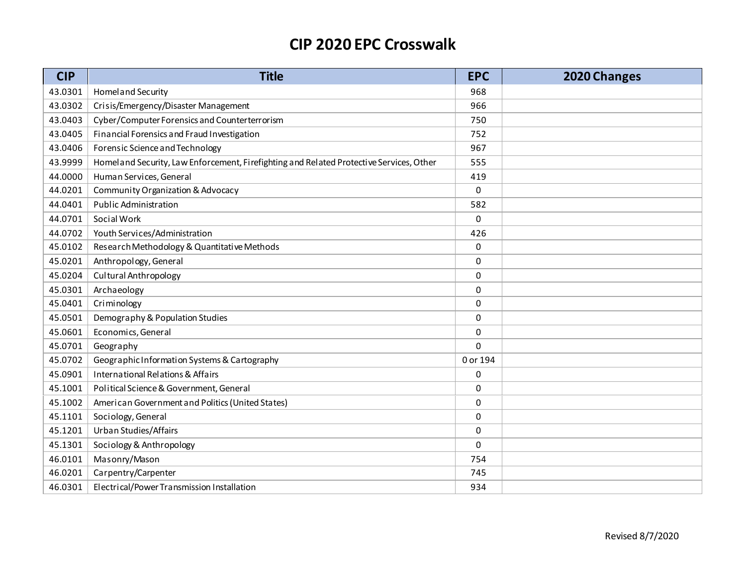# CIP 2020 EPC Crosswalk

| CIP | Title | EPC | 2020 Changes |
|---|---|---|---|
| 43.0301 | Homeland Security | 968 | |
| 43.0302 | Crisis/Emergency/Disaster Management | 966 | |
| 43.0403 | Cyber/Computer Forensics and Counterterrorism | 750 | |
| 43.0405 | Financial Forensics and Fraud Investigation | 752 | |
| 43.0406 | Forensic Science and Technology | 967 | |
| 43.9999 | Homeland Security, Law Enforcement, Firefighting and Related Protective Services, Other | 555 | |
| 44.0000 | Human Services, General | 419 | |
| 44.0201 | Community Organization & Advocacy | 0 | |
| 44.0401 | Public Administration | 582 | |
| 44.0701 | Social Work | 0 | |
| 44.0702 | Youth Services/Administration | 426 | |
| 45.0102 | Research Methodology & Quantitative Methods | 0 | |
| 45.0201 | Anthropology, General | 0 | |
| 45.0204 | Cultural Anthropology | 0 | |
| 45.0301 | Archaeology | 0 | |
| 45.0401 | Criminology | 0 | |
| 45.0501 | Demography & Population Studies | 0 | |
| 45.0601 | Economics, General | 0 | |
| 45.0701 | Geography | 0 | |
| 45.0702 | Geographic Information Systems & Cartography | 0 or 194 | |
| 45.0901 | International Relations & Affairs | 0 | |
| 45.1001 | Political Science & Government, General | 0 | |
| 45.1002 | American Government and Politics (United States) | 0 | |
| 45.1101 | Sociology, General | 0 | |
| 45.1201 | Urban Studies/Affairs | 0 | |
| 45.1301 | Sociology & Anthropology | 0 | |
| 46.0101 | Masonry/Mason | 754 | |
| 46.0201 | Carpentry/Carpenter | 745 | |
| 46.0301 | Electrical/Power Transmission Installation | 934 | |

Revised 8/7/2020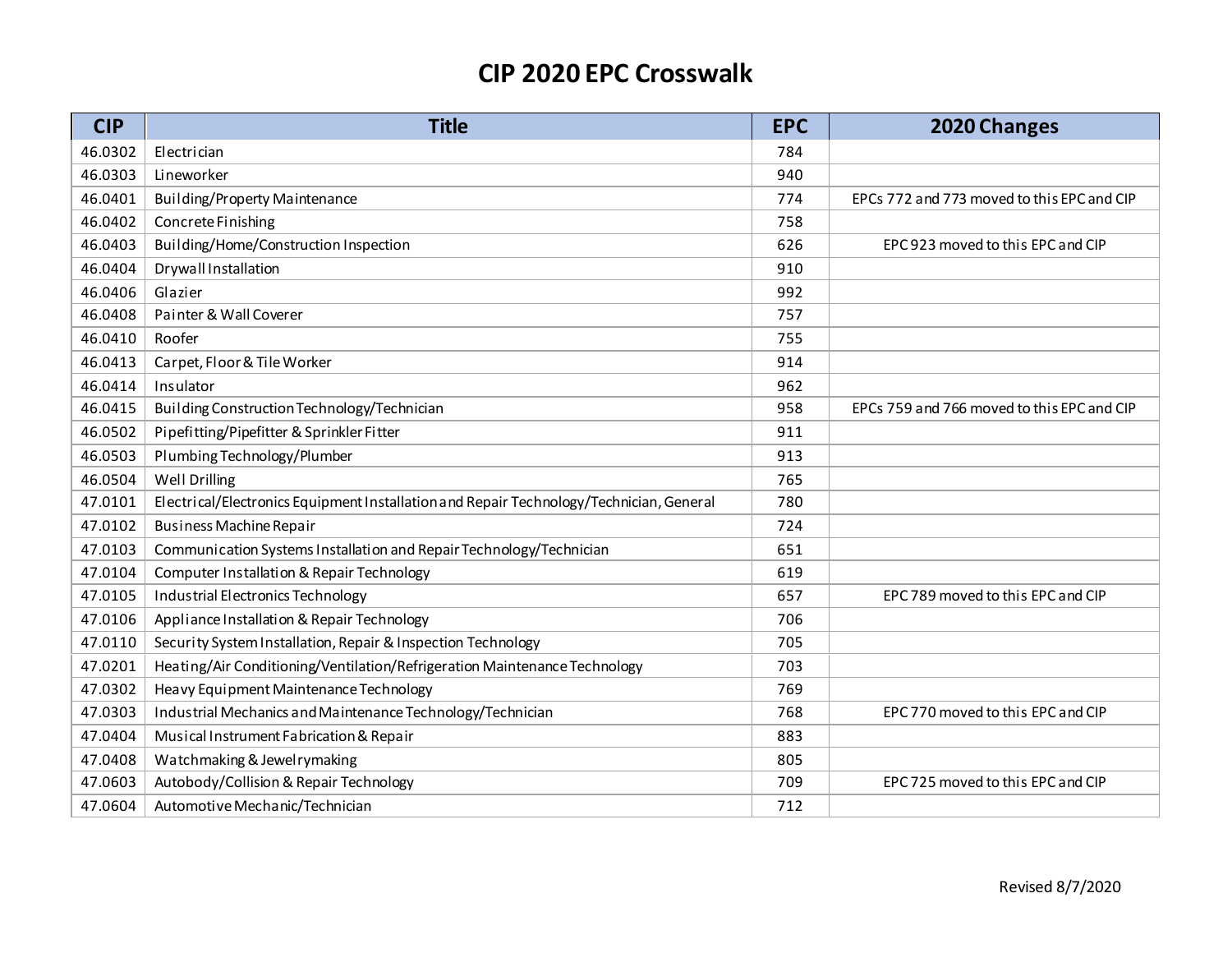# CIP 2020 EPC Crosswalk

| CIP | Title | EPC | 2020 Changes |
|---|---|---|---|
| 46.0302 | Electrician | 784 | |
| 46.0303 | Lineworker | 940 | |
| 46.0401 | Building/Property Maintenance | 774 | EPCs 772 and 773 moved to this EPC and CIP |
| 46.0402 | Concrete Finishing | 758 | |
| 46.0403 | Building/Home/Construction Inspection | 626 | EPC 923 moved to this EPC and CIP |
| 46.0404 | Drywall Installation | 910 | |
| 46.0406 | Glazier | 992 | |
| 46.0408 | Painter & Wall Coverer | 757 | |
| 46.0410 | Roofer | 755 | |
| 46.0413 | Carpet, Floor & Tile Worker | 914 | |
| 46.0414 | Insulator | 962 | |
| 46.0415 | Building Construction Technology/Technician | 958 | EPCs 759 and 766 moved to this EPC and CIP |
| 46.0502 | Pipefitting/Pipefitter & Sprinkler Fitter | 911 | |
| 46.0503 | Plumbing Technology/Plumber | 913 | |
| 46.0504 | Well Drilling | 765 | |
| 47.0101 | Electrical/Electronics Equipment Installation and Repair Technology/Technician, General | 780 | |
| 47.0102 | Business Machine Repair | 724 | |
| 47.0103 | Communication Systems Installation and Repair Technology/Technician | 651 | |
| 47.0104 | Computer Installation & Repair Technology | 619 | |
| 47.0105 | Industrial Electronics Technology | 657 | EPC 789 moved to this EPC and CIP |
| 47.0106 | Appliance Installation & Repair Technology | 706 | |
| 47.0110 | Security System Installation, Repair & Inspection Technology | 705 | |
| 47.0201 | Heating/Air Conditioning/Ventilation/Refrigeration Maintenance Technology | 703 | |
| 47.0302 | Heavy Equipment Maintenance Technology | 769 | |
| 47.0303 | Industrial Mechanics and Maintenance Technology/Technician | 768 | EPC 770 moved to this EPC and CIP |
| 47.0404 | Musical Instrument Fabrication & Repair | 883 | |
| 47.0408 | Watchmaking & Jewelrymaking | 805 | |
| 47.0603 | Autobody/Collision & Repair Technology | 709 | EPC 725 moved to this EPC and CIP |
| 47.0604 | Automotive Mechanic/Technician | 712 | |

Revised 8/7/2020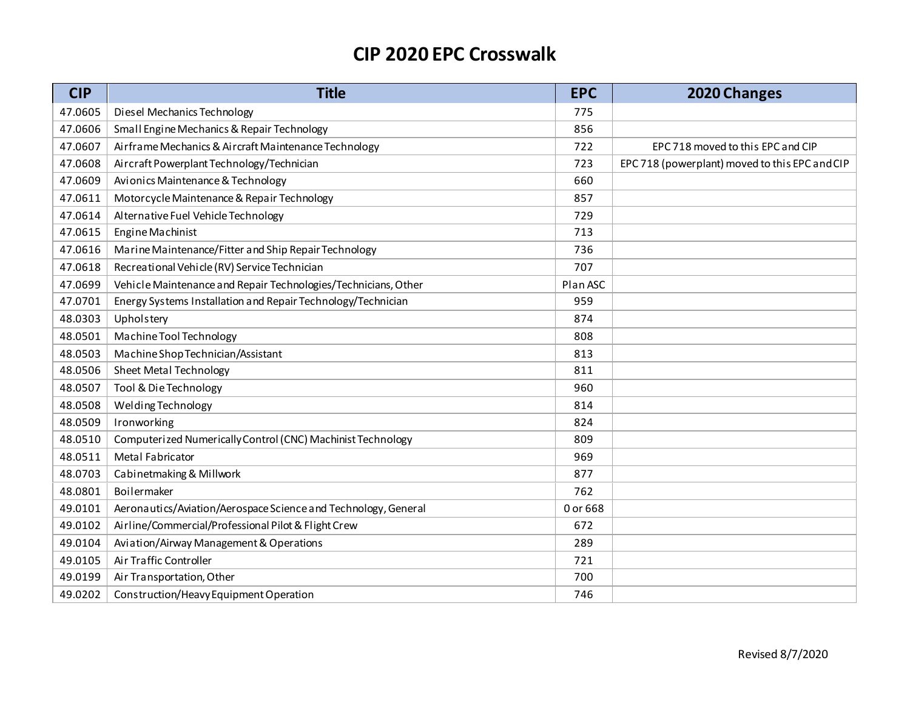# CIP 2020 EPC Crosswalk

| CIP | Title | EPC | 2020 Changes |
|---|---|---|---|
| 47.0605 | Diesel Mechanics Technology | 775 | |
| 47.0606 | Small Engine Mechanics & Repair Technology | 856 | |
| 47.0607 | Airframe Mechanics & Aircraft Maintenance Technology | 722 | EPC 718 moved to this EPC and CIP |
| 47.0608 | Aircraft Powerplant Technology/Technician | 723 | EPC 718 (powerplant) moved to this EPC and CIP |
| 47.0609 | Avionics Maintenance & Technology | 660 | |
| 47.0611 | Motorcycle Maintenance & Repair Technology | 857 | |
| 47.0614 | Alternative Fuel Vehicle Technology | 729 | |
| 47.0615 | Engine Machinist | 713 | |
| 47.0616 | Marine Maintenance/Fitter and Ship Repair Technology | 736 | |
| 47.0618 | Recreational Vehicle (RV) Service Technician | 707 | |
| 47.0699 | Vehicle Maintenance and Repair Technologies/Technicians, Other | Plan ASC | |
| 47.0701 | Energy Systems Installation and Repair Technology/Technician | 959 | |
| 48.0303 | Upholstery | 874 | |
| 48.0501 | Machine Tool Technology | 808 | |
| 48.0503 | Machine Shop Technician/Assistant | 813 | |
| 48.0506 | Sheet Metal Technology | 811 | |
| 48.0507 | Tool & Die Technology | 960 | |
| 48.0508 | Welding Technology | 814 | |
| 48.0509 | Ironworking | 824 | |
| 48.0510 | Computerized Numerically Control (CNC) Machinist Technology | 809 | |
| 48.0511 | Metal Fabricator | 969 | |
| 48.0703 | Cabinetmaking & Millwork | 877 | |
| 48.0801 | Boilermaker | 762 | |
| 49.0101 | Aeronautics/Aviation/Aerospace Science and Technology, General | 0 or 668 | |
| 49.0102 | Airline/Commercial/Professional Pilot & Flight Crew | 672 | |
| 49.0104 | Aviation/Airway Management & Operations | 289 | |
| 49.0105 | Air Traffic Controller | 721 | |
| 49.0199 | Air Transportation, Other | 700 | |
| 49.0202 | Construction/Heavy Equipment Operation | 746 | |

Revised 8/7/2020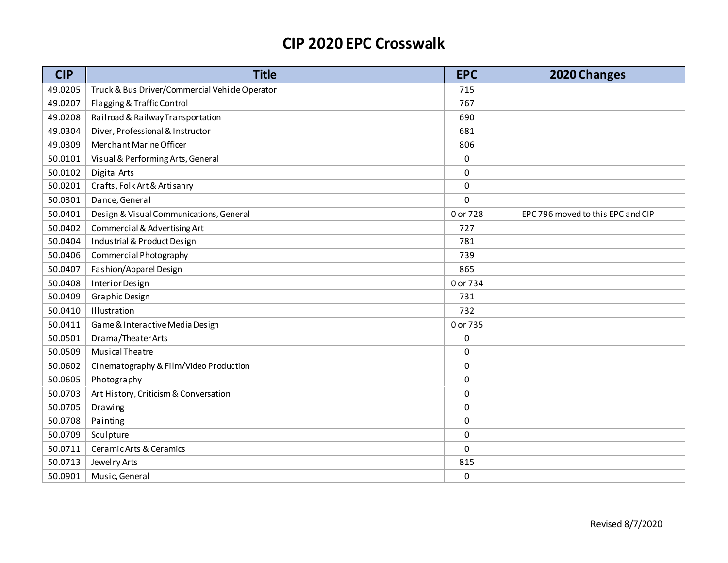# CIP 2020 EPC Crosswalk

| CIP | Title | EPC | 2020 Changes |
|---|---|---|---|
| 49.0205 | Truck & Bus Driver/Commercial Vehicle Operator | 715 | |
| 49.0207 | Flagging & Traffic Control | 767 | |
| 49.0208 | Railroad & Railway Transportation | 690 | |
| 49.0304 | Diver, Professional & Instructor | 681 | |
| 49.0309 | Merchant Marine Officer | 806 | |
| 50.0101 | Visual & Performing Arts, General | 0 | |
| 50.0102 | Digital Arts | 0 | |
| 50.0201 | Crafts, Folk Art & Artisanry | 0 | |
| 50.0301 | Dance, General | 0 | |
| 50.0401 | Design & Visual Communications, General | 0 or 728 | EPC 796 moved to this EPC and CIP |
| 50.0402 | Commercial & Advertising Art | 727 | |
| 50.0404 | Industrial & Product Design | 781 | |
| 50.0406 | Commercial Photography | 739 | |
| 50.0407 | Fashion/Apparel Design | 865 | |
| 50.0408 | Interior Design | 0 or 734 | |
| 50.0409 | Graphic Design | 731 | |
| 50.0410 | Illustration | 732 | |
| 50.0411 | Game & Interactive Media Design | 0 or 735 | |
| 50.0501 | Drama/Theater Arts | 0 | |
| 50.0509 | Musical Theatre | 0 | |
| 50.0602 | Cinematography & Film/Video Production | 0 | |
| 50.0605 | Photography | 0 | |
| 50.0703 | Art History, Criticism & Conversation | 0 | |
| 50.0705 | Drawing | 0 | |
| 50.0708 | Painting | 0 | |
| 50.0709 | Sculpture | 0 | |
| 50.0711 | Ceramic Arts & Ceramics | 0 | |
| 50.0713 | Jewelry Arts | 815 | |
| 50.0901 | Music, General | 0 | |

Revised 8/7/2020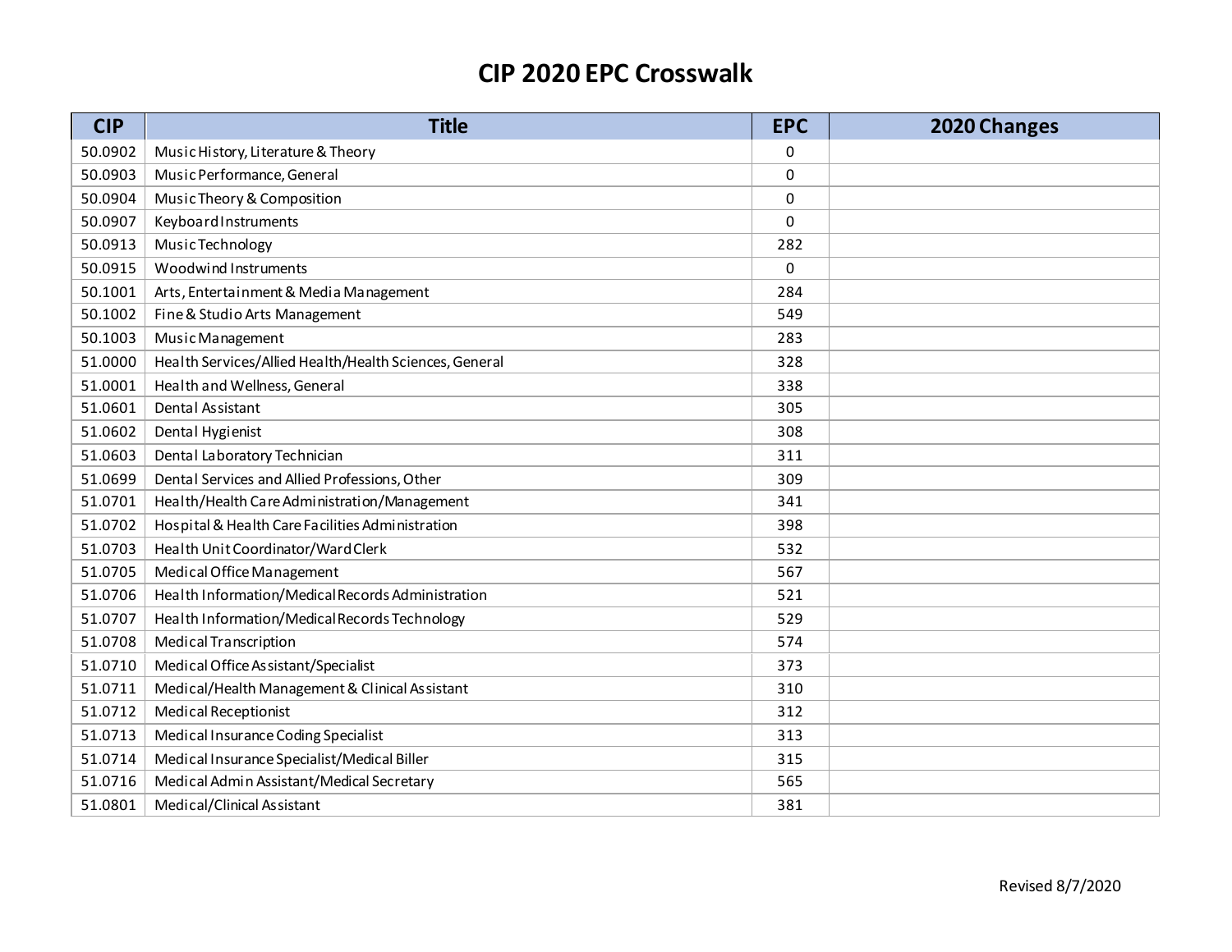# CIP 2020 EPC Crosswalk

| CIP | Title | EPC | 2020 Changes |
|---|---|---|---|
| 50.0902 | Music History, Literature & Theory | 0 | |
| 50.0903 | Music Performance, General | 0 | |
| 50.0904 | Music Theory & Composition | 0 | |
| 50.0907 | Keyboard Instruments | 0 | |
| 50.0913 | Music Technology | 282 | |
| 50.0915 | Woodwind Instruments | 0 | |
| 50.1001 | Arts, Entertainment & Media Management | 284 | |
| 50.1002 | Fine & Studio Arts Management | 549 | |
| 50.1003 | Music Management | 283 | |
| 51.0000 | Health Services/Allied Health/Health Sciences, General | 328 | |
| 51.0001 | Health and Wellness, General | 338 | |
| 51.0601 | Dental Assistant | 305 | |
| 51.0602 | Dental Hygienist | 308 | |
| 51.0603 | Dental Laboratory Technician | 311 | |
| 51.0699 | Dental Services and Allied Professions, Other | 309 | |
| 51.0701 | Health/Health Care Administration/Management | 341 | |
| 51.0702 | Hospital & Health Care Facilities Administration | 398 | |
| 51.0703 | Health Unit Coordinator/Ward Clerk | 532 | |
| 51.0705 | Medical Office Management | 567 | |
| 51.0706 | Health Information/Medical Records Administration | 521 | |
| 51.0707 | Health Information/Medical Records Technology | 529 | |
| 51.0708 | Medical Transcription | 574 | |
| 51.0710 | Medical Office Assistant/Specialist | 373 | |
| 51.0711 | Medical/Health Management & Clinical Assistant | 310 | |
| 51.0712 | Medical Receptionist | 312 | |
| 51.0713 | Medical Insurance Coding Specialist | 313 | |
| 51.0714 | Medical Insurance Specialist/Medical Biller | 315 | |
| 51.0716 | Medical Admin Assistant/Medical Secretary | 565 | |
| 51.0801 | Medical/Clinical Assistant | 381 | |

Revised 8/7/2020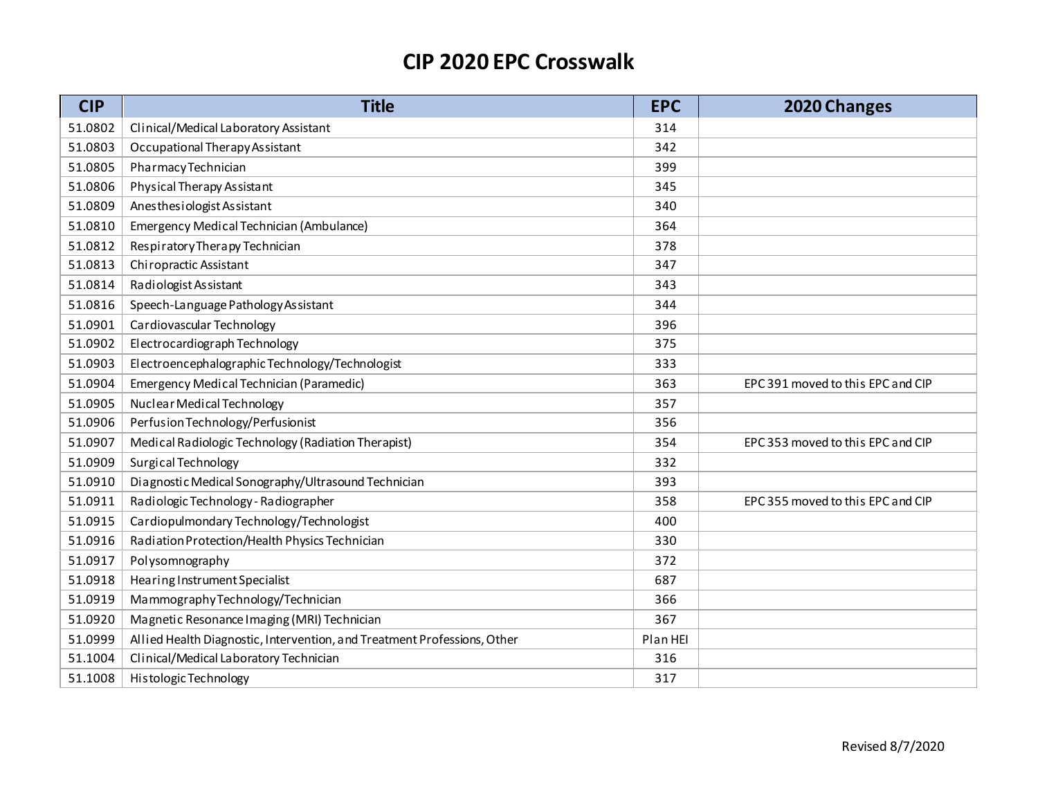# CIP 2020 EPC Crosswalk

| CIP | Title | EPC | 2020 Changes |
|---|---|---|---|
| 51.0802 | Clinical/Medical Laboratory Assistant | 314 | |
| 51.0803 | Occupational Therapy Assistant | 342 | |
| 51.0805 | Pharmacy Technician | 399 | |
| 51.0806 | Physical Therapy Assistant | 345 | |
| 51.0809 | Anesthesiologist Assistant | 340 | |
| 51.0810 | Emergency Medical Technician (Ambulance) | 364 | |
| 51.0812 | Respiratory Therapy Technician | 378 | |
| 51.0813 | Chiropractic Assistant | 347 | |
| 51.0814 | Radiologist Assistant | 343 | |
| 51.0816 | Speech-Language Pathology Assistant | 344 | |
| 51.0901 | Cardiovascular Technology | 396 | |
| 51.0902 | Electrocardiograph Technology | 375 | |
| 51.0903 | Electroencephalographic Technology/Technologist | 333 | |
| 51.0904 | Emergency Medical Technician (Paramedic) | 363 | EPC 391 moved to this EPC and CIP |
| 51.0905 | Nuclear Medical Technology | 357 | |
| 51.0906 | Perfusion Technology/Perfusionist | 356 | |
| 51.0907 | Medical Radiologic Technology (Radiation Therapist) | 354 | EPC 353 moved to this EPC and CIP |
| 51.0909 | Surgical Technology | 332 | |
| 51.0910 | Diagnostic Medical Sonography/Ultrasound Technician | 393 | |
| 51.0911 | Radiologic Technology - Radiographer | 358 | EPC 355 moved to this EPC and CIP |
| 51.0915 | Cardiopulmondary Technology/Technologist | 400 | |
| 51.0916 | Radiation Protection/Health Physics Technician | 330 | |
| 51.0917 | Polysomnography | 372 | |
| 51.0918 | Hearing Instrument Specialist | 687 | |
| 51.0919 | Mammography Technology/Technician | 366 | |
| 51.0920 | Magnetic Resonance Imaging (MRI) Technician | 367 | |
| 51.0999 | Allied Health Diagnostic, Intervention, and Treatment Professions, Other | Plan HEI | |
| 51.1004 | Clinical/Medical Laboratory Technician | 316 | |
| 51.1008 | Histologic Technology | 317 | |

Revised 8/7/2020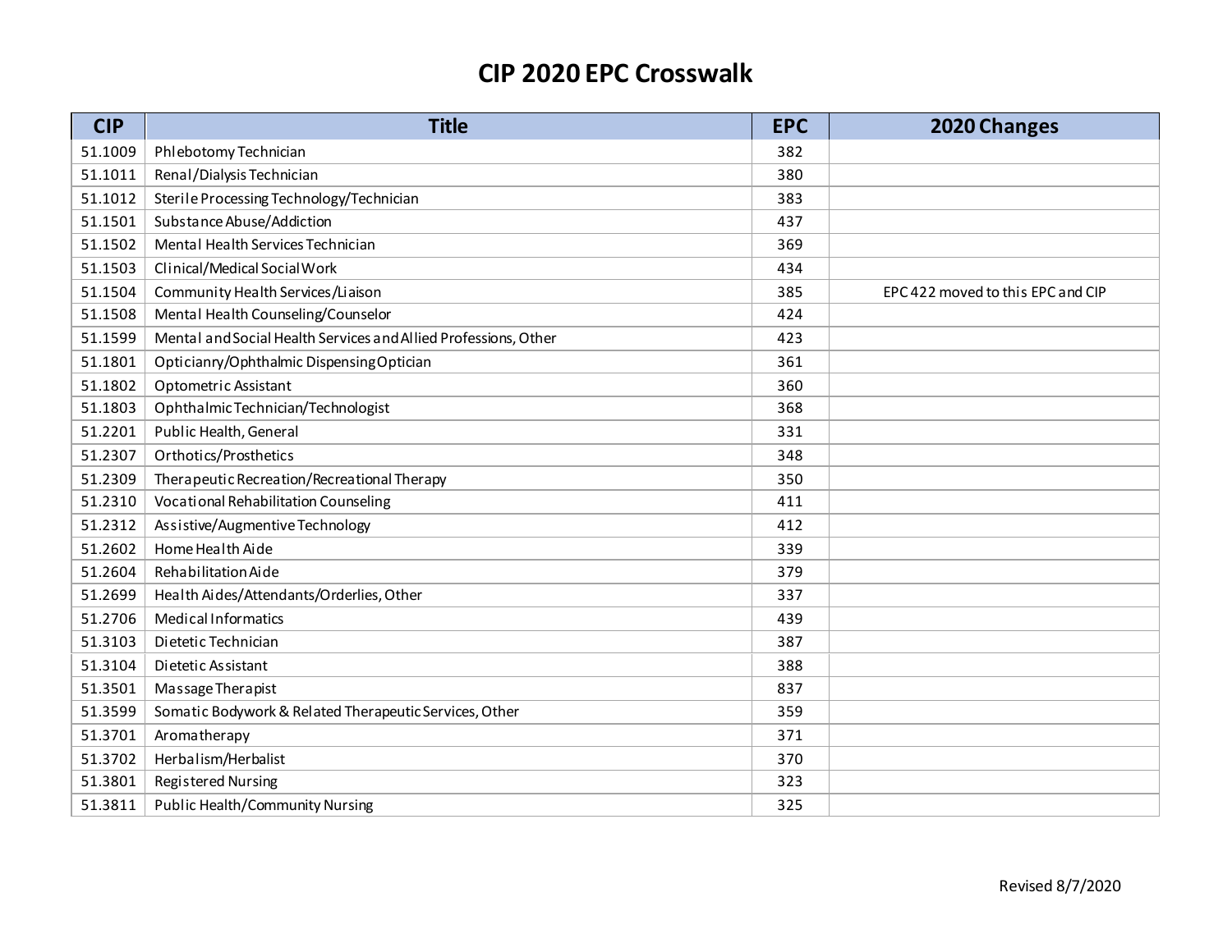# CIP 2020 EPC Crosswalk

| CIP | Title | EPC | 2020 Changes |
|---|---|---|---|
| 51.1009 | Phlebotomy Technician | 382 | |
| 51.1011 | Renal/Dialysis Technician | 380 | |
| 51.1012 | Sterile Processing Technology/Technician | 383 | |
| 51.1501 | Substance Abuse/Addiction | 437 | |
| 51.1502 | Mental Health Services Technician | 369 | |
| 51.1503 | Clinical/Medical Social Work | 434 | |
| 51.1504 | Community Health Services/Liaison | 385 | EPC 422 moved to this EPC and CIP |
| 51.1508 | Mental Health Counseling/Counselor | 424 | |
| 51.1599 | Mental and Social Health Services and Allied Professions, Other | 423 | |
| 51.1801 | Opticianry/Ophthalmic Dispensing Optician | 361 | |
| 51.1802 | Optometric Assistant | 360 | |
| 51.1803 | Ophthalmic Technician/Technologist | 368 | |
| 51.2201 | Public Health, General | 331 | |
| 51.2307 | Orthotics/Prosthetics | 348 | |
| 51.2309 | Therapeutic Recreation/Recreational Therapy | 350 | |
| 51.2310 | Vocational Rehabilitation Counseling | 411 | |
| 51.2312 | Assistive/Augmentive Technology | 412 | |
| 51.2602 | Home Health Aide | 339 | |
| 51.2604 | Rehabilitation Aide | 379 | |
| 51.2699 | Health Aides/Attendants/Orderlies, Other | 337 | |
| 51.2706 | Medical Informatics | 439 | |
| 51.3103 | Dietetic Technician | 387 | |
| 51.3104 | Dietetic Assistant | 388 | |
| 51.3501 | Massage Therapist | 837 | |
| 51.3599 | Somatic Bodywork & Related Therapeutic Services, Other | 359 | |
| 51.3701 | Aromatherapy | 371 | |
| 51.3702 | Herbalism/Herbalist | 370 | |
| 51.3801 | Registered Nursing | 323 | |
| 51.3811 | Public Health/Community Nursing | 325 | |

Revised 8/7/2020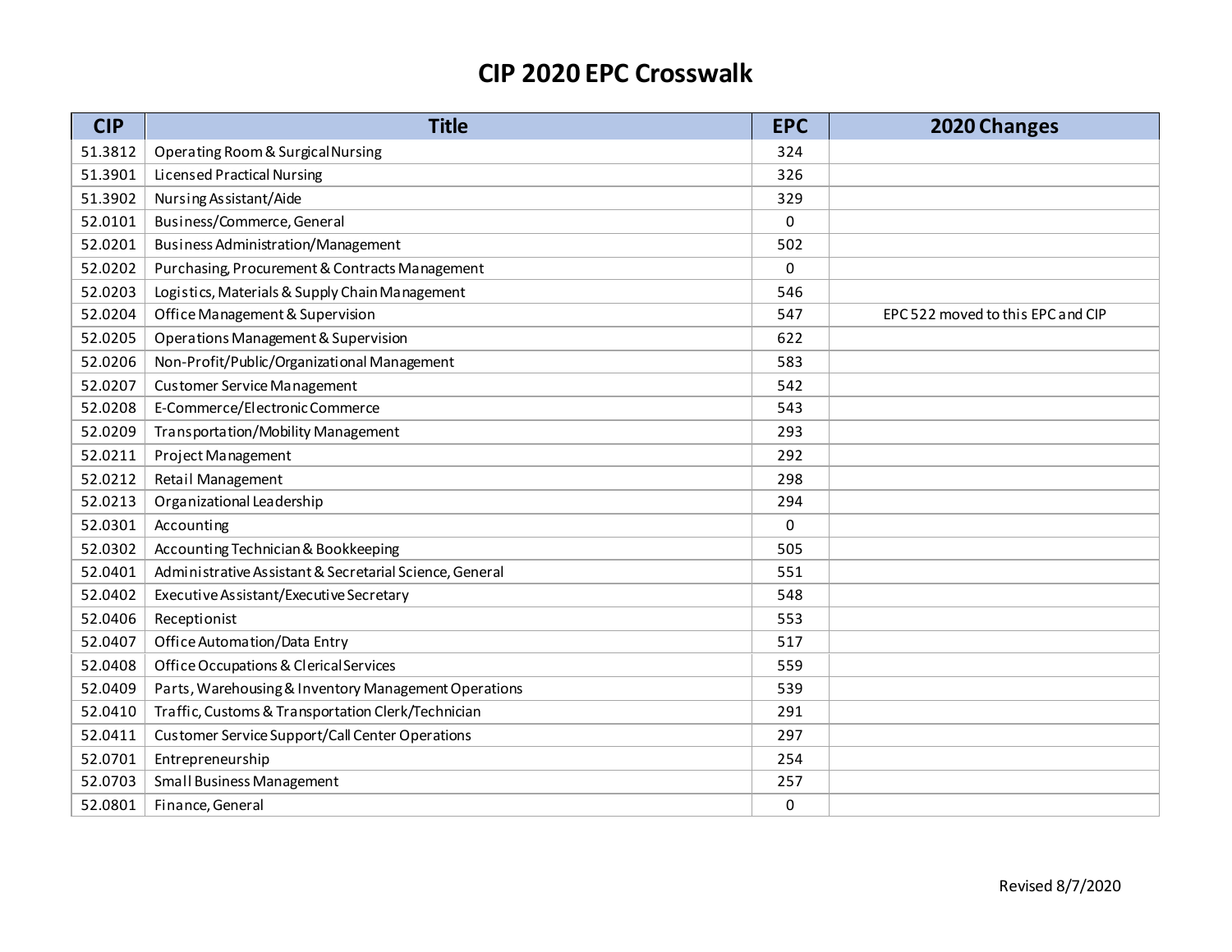# CIP 2020 EPC Crosswalk

| CIP | Title | EPC | 2020 Changes |
|---|---|---|---|
| 51.3812 | Operating Room & Surgical Nursing | 324 | |
| 51.3901 | Licensed Practical Nursing | 326 | |
| 51.3902 | Nursing Assistant/Aide | 329 | |
| 52.0101 | Business/Commerce, General | 0 | |
| 52.0201 | Business Administration/Management | 502 | |
| 52.0202 | Purchasing, Procurement & Contracts Management | 0 | |
| 52.0203 | Logistics, Materials & Supply Chain Management | 546 | |
| 52.0204 | Office Management & Supervision | 547 | EPC 522 moved to this EPC and CIP |
| 52.0205 | Operations Management & Supervision | 622 | |
| 52.0206 | Non-Profit/Public/Organizational Management | 583 | |
| 52.0207 | Customer Service Management | 542 | |
| 52.0208 | E-Commerce/Electronic Commerce | 543 | |
| 52.0209 | Transportation/Mobility Management | 293 | |
| 52.0211 | Project Management | 292 | |
| 52.0212 | Retail Management | 298 | |
| 52.0213 | Organizational Leadership | 294 | |
| 52.0301 | Accounting | 0 | |
| 52.0302 | Accounting Technician & Bookkeeping | 505 | |
| 52.0401 | Administrative Assistant & Secretarial Science, General | 551 | |
| 52.0402 | Executive Assistant/Executive Secretary | 548 | |
| 52.0406 | Receptionist | 553 | |
| 52.0407 | Office Automation/Data Entry | 517 | |
| 52.0408 | Office Occupations & Clerical Services | 559 | |
| 52.0409 | Parts, Warehousing & Inventory Management Operations | 539 | |
| 52.0410 | Traffic, Customs & Transportation Clerk/Technician | 291 | |
| 52.0411 | Customer Service Support/Call Center Operations | 297 | |
| 52.0701 | Entrepreneurship | 254 | |
| 52.0703 | Small Business Management | 257 | |
| 52.0801 | Finance, General | 0 | |

Revised 8/7/2020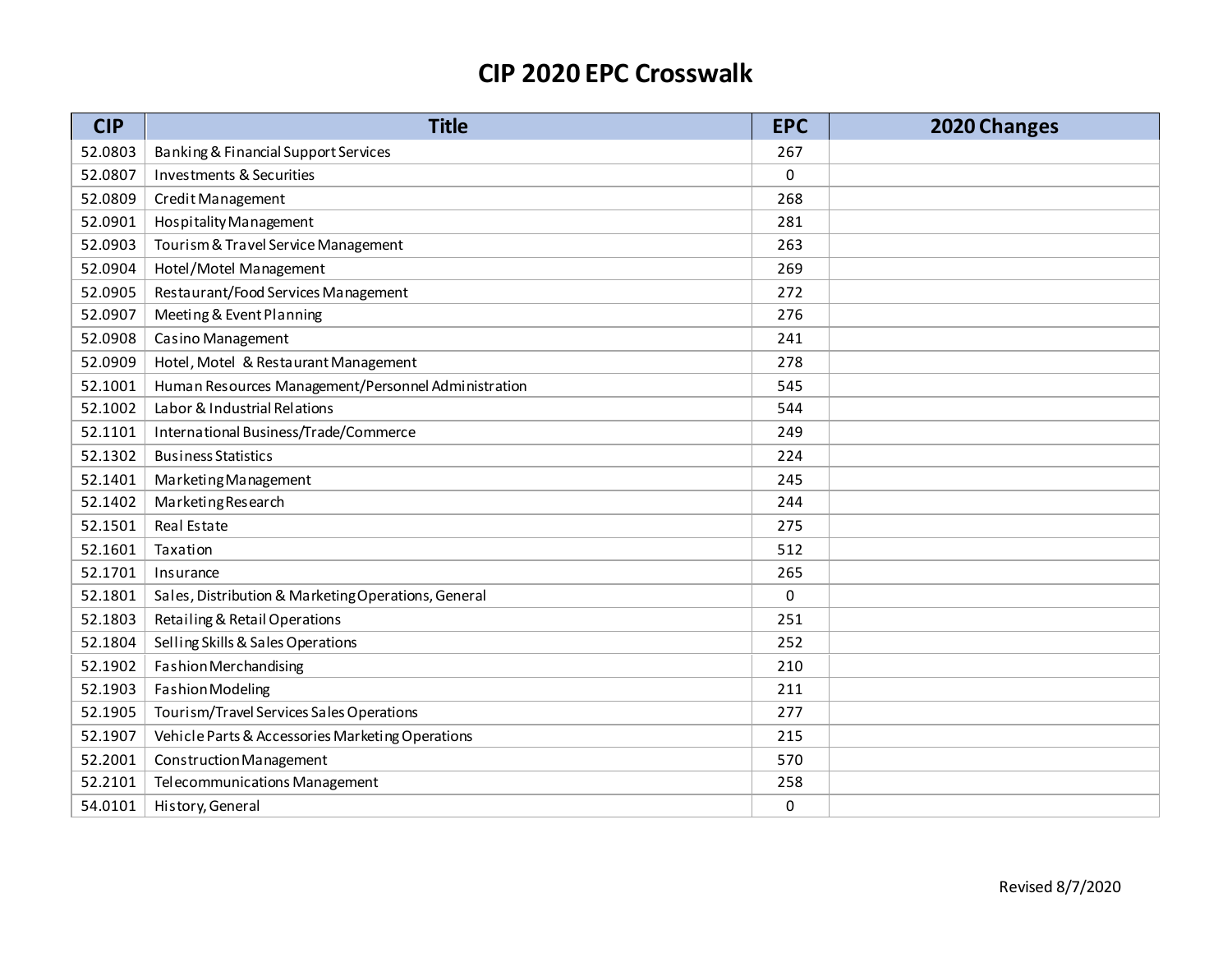# CIP 2020 EPC Crosswalk

| CIP | Title | EPC | 2020 Changes |
|---|---|---|---|
| 52.0803 | Banking & Financial Support Services | 267 | |
| 52.0807 | Investments & Securities | 0 | |
| 52.0809 | Credit Management | 268 | |
| 52.0901 | Hospitality Management | 281 | |
| 52.0903 | Tourism & Travel Service Management | 263 | |
| 52.0904 | Hotel/Motel Management | 269 | |
| 52.0905 | Restaurant/Food Services Management | 272 | |
| 52.0907 | Meeting & Event Planning | 276 | |
| 52.0908 | Casino Management | 241 | |
| 52.0909 | Hotel, Motel & Restaurant Management | 278 | |
| 52.1001 | Human Resources Management/Personnel Administration | 545 | |
| 52.1002 | Labor & Industrial Relations | 544 | |
| 52.1101 | International Business/Trade/Commerce | 249 | |
| 52.1302 | Business Statistics | 224 | |
| 52.1401 | Marketing Management | 245 | |
| 52.1402 | Marketing Research | 244 | |
| 52.1501 | Real Estate | 275 | |
| 52.1601 | Taxation | 512 | |
| 52.1701 | Insurance | 265 | |
| 52.1801 | Sales, Distribution & Marketing Operations, General | 0 | |
| 52.1803 | Retailing & Retail Operations | 251 | |
| 52.1804 | Selling Skills & Sales Operations | 252 | |
| 52.1902 | Fashion Merchandising | 210 | |
| 52.1903 | Fashion Modeling | 211 | |
| 52.1905 | Tourism/Travel Services Sales Operations | 277 | |
| 52.1907 | Vehicle Parts & Accessories Marketing Operations | 215 | |
| 52.2001 | Construction Management | 570 | |
| 52.2101 | Telecommunications Management | 258 | |
| 54.0101 | History, General | 0 | |

Revised 8/7/2020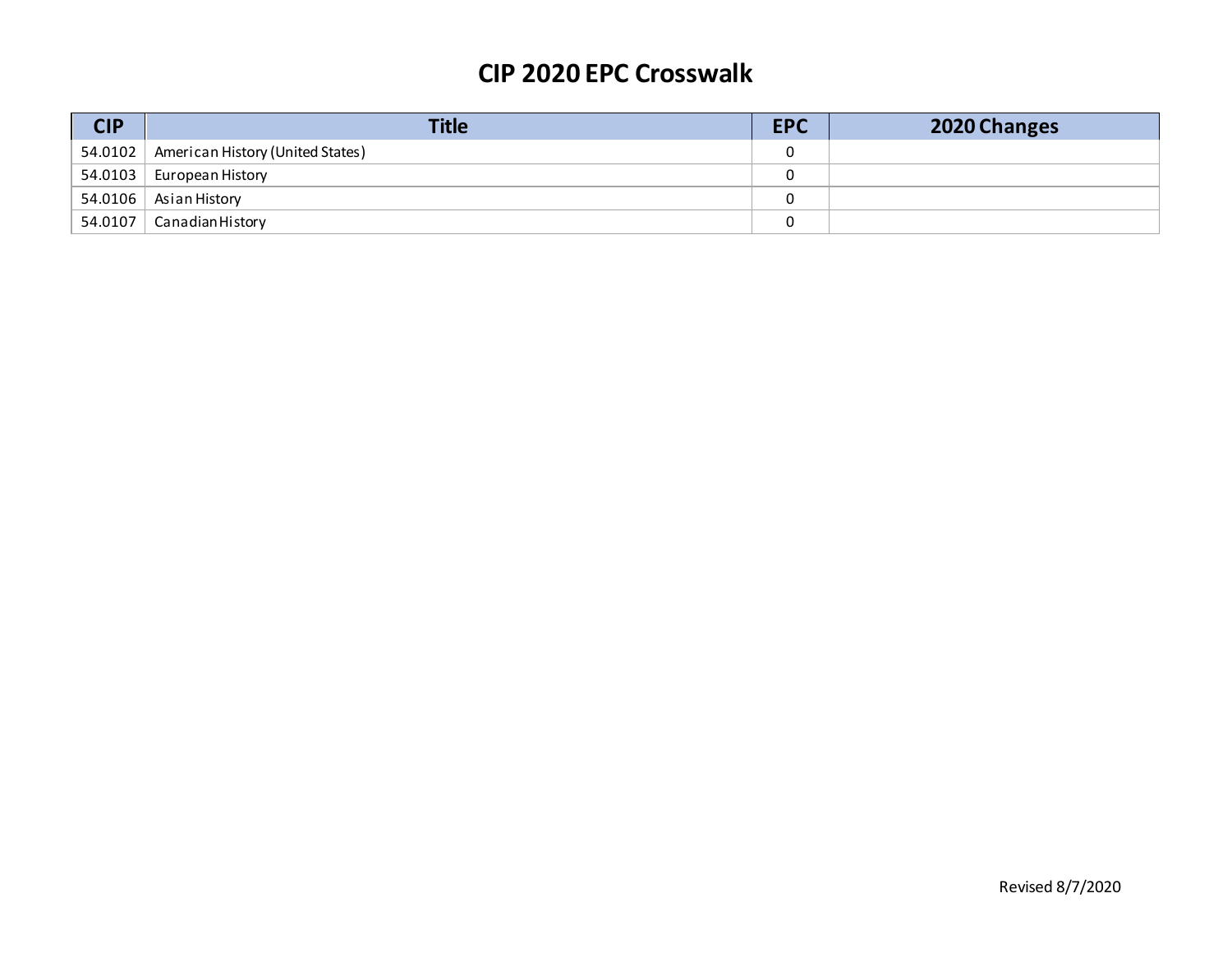# CIP 2020 EPC Crosswalk

| CIP | Title | EPC | 2020 Changes |
|---|---|---|---|
| 54.0102 | American History (United States) | 0 | |
| 54.0103 | European History | 0 | |
| 54.0106 | Asian History | 0 | |
| 54.0107 | Canadian History | 0 | |

Revised 8/7/2020